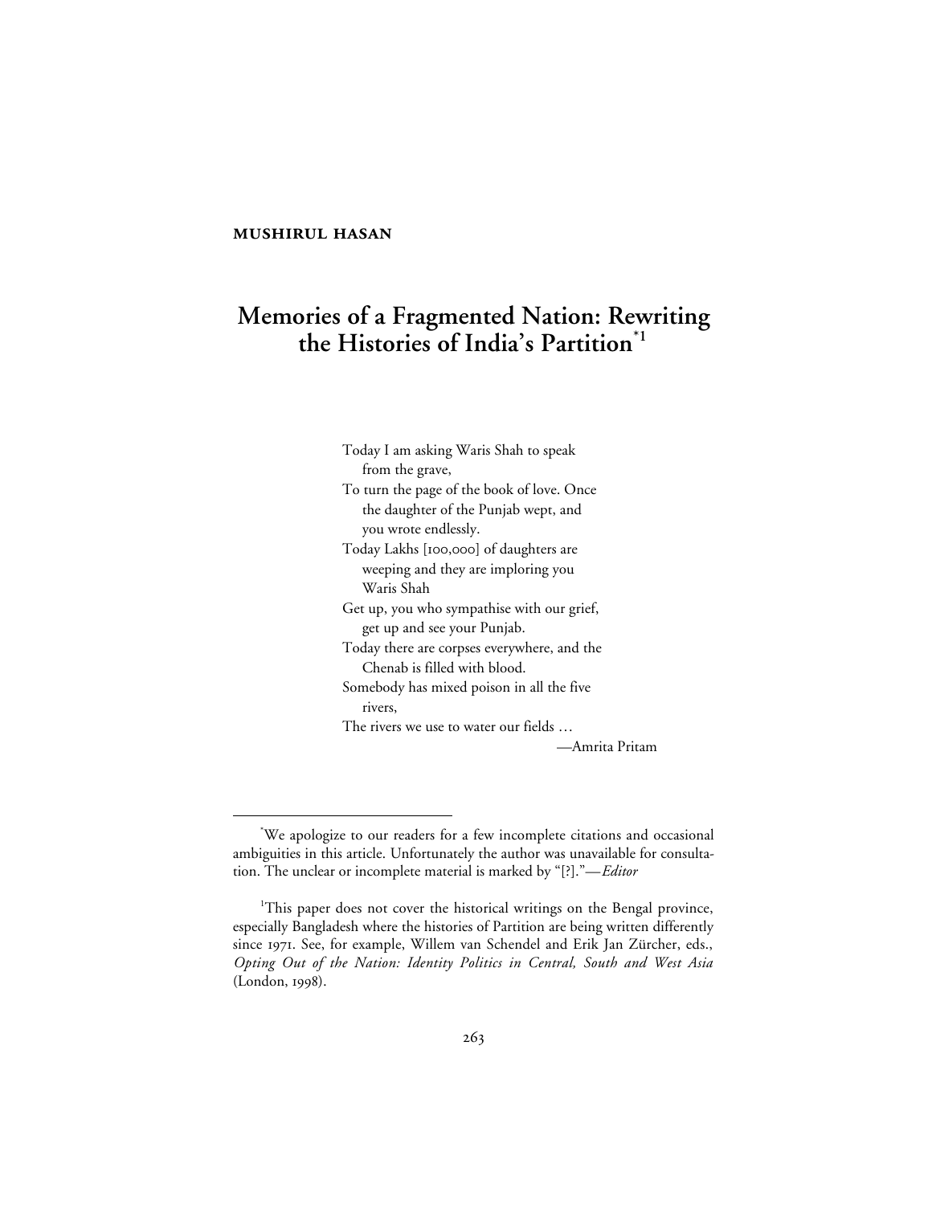**MUSHIRUL HASAN**

# Memories of a Fragmented Nation: Rewriting the Histories of India's Partition[*1]

> Today I am asking Waris Shah to speak from the grave,
> To turn the page of the book of love. Once the daughter of the Punjab wept, and you wrote endlessly.
> Today Lakhs [100,000] of daughters are weeping and they are imploring you Waris Shah
> Get up, you who sympathise with our grief, get up and see your Punjab.
> Today there are corpses everywhere, and the Chenab is filled with blood.
> Somebody has mixed poison in all the five rivers,
> The rivers we use to water our fields …
>
> —Amrita Pritam

---

[*] We apologize to our readers for a few incomplete citations and occasional ambiguities in this article. Unfortunately the author was unavailable for consultation. The unclear or incomplete material is marked by "[?]."—*Editor*

[1] This paper does not cover the historical writings on the Bengal province, especially Bangladesh where the histories of Partition are being written differently since 1971. See, for example, Willem van Schendel and Erik Jan Zürcher, eds., *Opting Out of the Nation: Identity Politics in Central, South and West Asia* (London, 1998).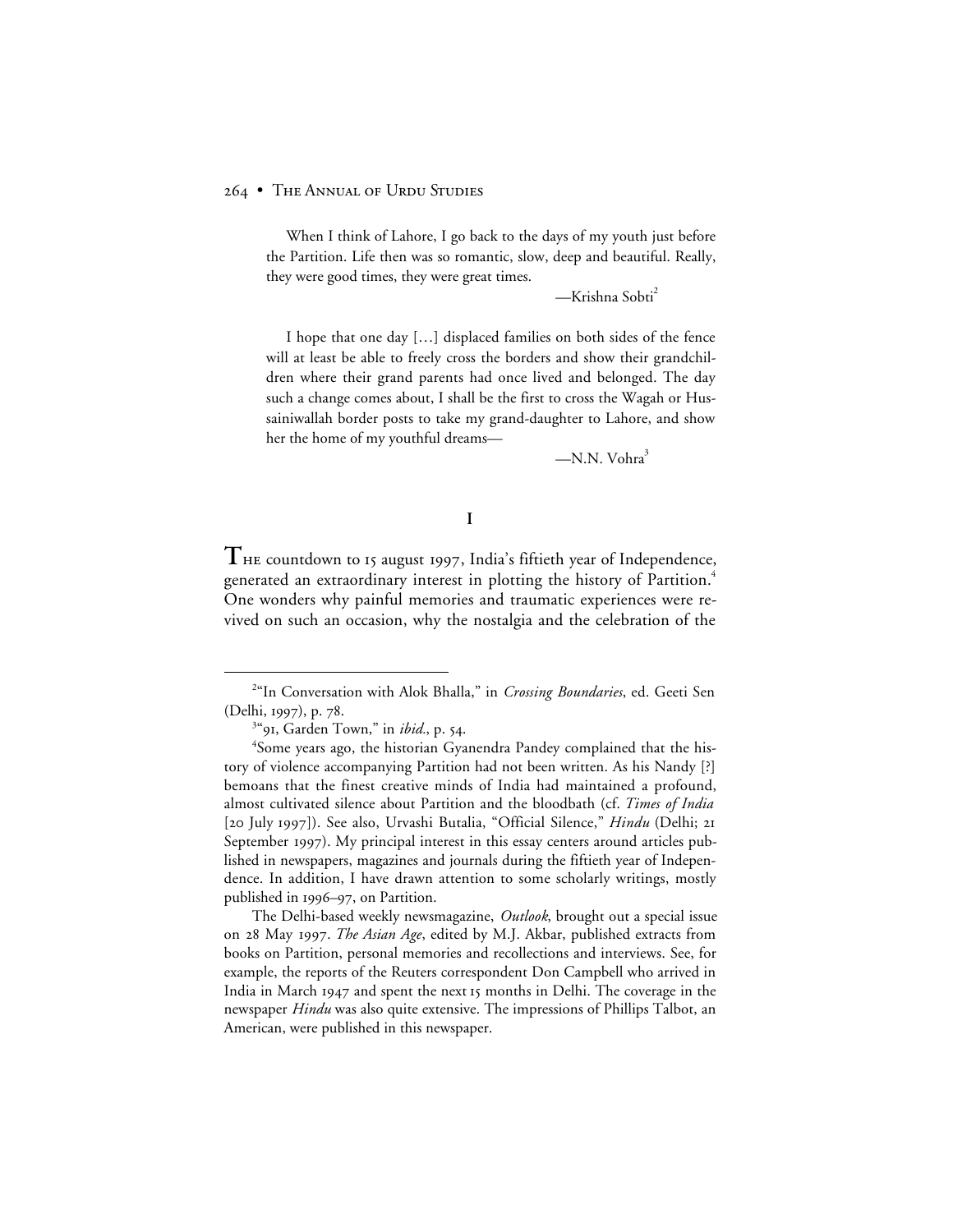> When I think of Lahore, I go back to the days of my youth just before the Partition. Life then was so romantic, slow, deep and beautiful. Really, they were good times, they were great times.
>
> —Krishna Sobti[2]

> I hope that one day […] displaced families on both sides of the fence will at least be able to freely cross the borders and show their grandchildren where their grand parents had once lived and belonged. The day such a change comes about, I shall be the first to cross the Wagah or Hussainiwallah border posts to take my grand-daughter to Lahore, and show her the home of my youthful dreams—
>
> —N.N. Vohra[3]

## I

THE countdown to 15 august 1997, India's fiftieth year of Independence, generated an extraordinary interest in plotting the history of Partition.[4] One wonders why painful memories and traumatic experiences were revived on such an occasion, why the nostalgia and the celebration of the

---

[2]"In Conversation with Alok Bhalla," in *Crossing Boundaries*, ed. Geeti Sen (Delhi, 1997), p. 78.

[3]"91, Garden Town," in *ibid.*, p. 54.

[4]Some years ago, the historian Gyanendra Pandey complained that the history of violence accompanying Partition had not been written. As his Nandy [?] bemoans that the finest creative minds of India had maintained a profound, almost cultivated silence about Partition and the bloodbath (cf. *Times of India* [20 July 1997]). See also, Urvashi Butalia, "Official Silence," *Hindu* (Delhi; 21 September 1997). My principal interest in this essay centers around articles published in newspapers, magazines and journals during the fiftieth year of Independence. In addition, I have drawn attention to some scholarly writings, mostly published in 1996–97, on Partition.

The Delhi-based weekly newsmagazine, *Outlook*, brought out a special issue on 28 May 1997. *The Asian Age*, edited by M.J. Akbar, published extracts from books on Partition, personal memories and recollections and interviews. See, for example, the reports of the Reuters correspondent Don Campbell who arrived in India in March 1947 and spent the next 15 months in Delhi. The coverage in the newspaper *Hindu* was also quite extensive. The impressions of Phillips Talbot, an American, were published in this newspaper.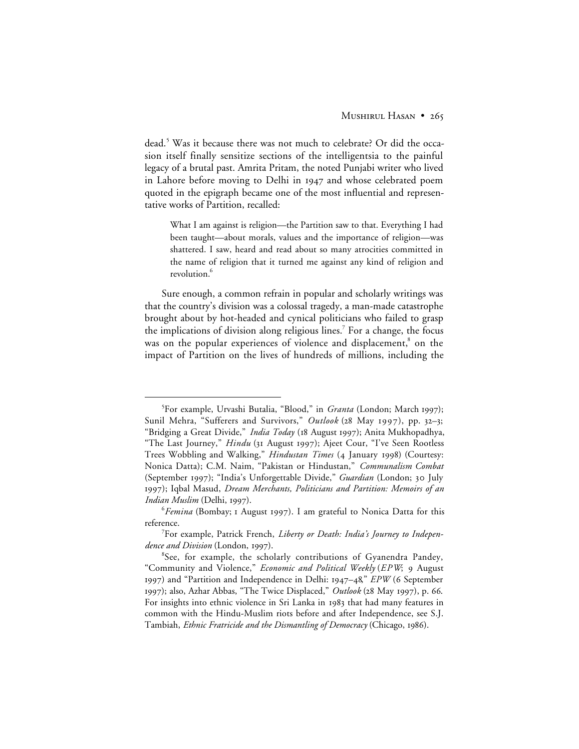dead.[5] Was it because there was not much to celebrate? Or did the occasion itself finally sensitize sections of the intelligentsia to the painful legacy of a brutal past. Amrita Pritam, the noted Punjabi writer who lived in Lahore before moving to Delhi in 1947 and whose celebrated poem quoted in the epigraph became one of the most influential and representative works of Partition, recalled:

> What I am against is religion—the Partition saw to that. Everything I had been taught—about morals, values and the importance of religion—was shattered. I saw, heard and read about so many atrocities committed in the name of religion that it turned me against any kind of religion and revolution.[6]

Sure enough, a common refrain in popular and scholarly writings was that the country's division was a colossal tragedy, a man-made catastrophe brought about by hot-headed and cynical politicians who failed to grasp the implications of division along religious lines.[7] For a change, the focus was on the popular experiences of violence and displacement,[8] on the impact of Partition on the lives of hundreds of millions, including the

---

[5] For example, Urvashi Butalia, "Blood," in *Granta* (London; March 1997); Sunil Mehra, "Sufferers and Survivors," *Outlook* (28 May 1997), pp. 32–3; "Bridging a Great Divide," *India Today* (18 August 1997); Anita Mukhopadhya, "The Last Journey," *Hindu* (31 August 1997); Ajeet Cour, "I've Seen Rootless Trees Wobbling and Walking," *Hindustan Times* (4 January 1998) (Courtesy: Nonica Datta); C.M. Naim, "Pakistan or Hindustan," *Communalism Combat* (September 1997); "India's Unforgettable Divide," *Guardian* (London; 30 July 1997); Iqbal Masud, *Dream Merchants, Politicians and Partition: Memoirs of an Indian Muslim* (Delhi, 1997).

[6] *Femina* (Bombay; 1 August 1997). I am grateful to Nonica Datta for this reference.

[7] For example, Patrick French, *Liberty or Death: India's Journey to Independence and Division* (London, 1997).

[8] See, for example, the scholarly contributions of Gyanendra Pandey, "Community and Violence," *Economic and Political Weekly* (*EPW*; 9 August 1997) and "Partition and Independence in Delhi: 1947–48," *EPW* (6 September 1997); also, Azhar Abbas, "The Twice Displaced," *Outlook* (28 May 1997), p. 66. For insights into ethnic violence in Sri Lanka in 1983 that had many features in common with the Hindu-Muslim riots before and after Independence, see S.J. Tambiah, *Ethnic Fratricide and the Dismantling of Democracy* (Chicago, 1986).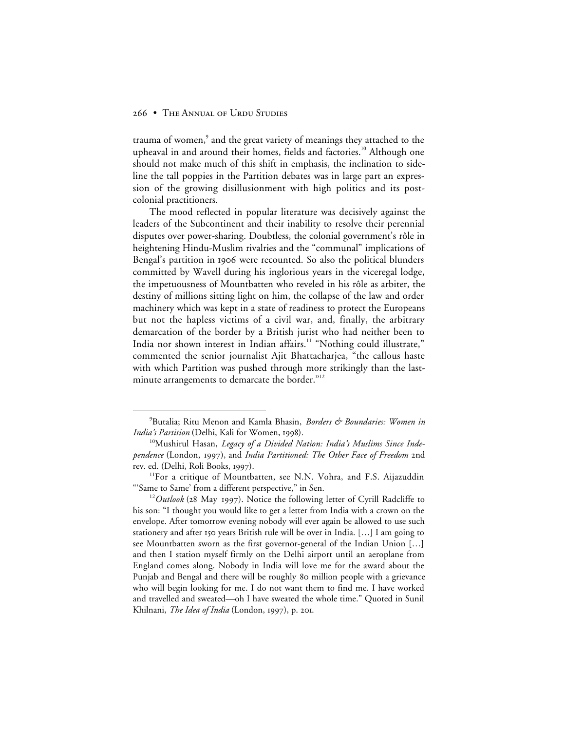trauma of women,[9] and the great variety of meanings they attached to the upheaval in and around their homes, fields and factories.[10] Although one should not make much of this shift in emphasis, the inclination to sideline the tall poppies in the Partition debates was in large part an expression of the growing disillusionment with high politics and its postcolonial practitioners.

The mood reflected in popular literature was decisively against the leaders of the Subcontinent and their inability to resolve their perennial disputes over power-sharing. Doubtless, the colonial government's rôle in heightening Hindu-Muslim rivalries and the "communal" implications of Bengal's partition in 1906 were recounted. So also the political blunders committed by Wavell during his inglorious years in the viceregal lodge, the impetuousness of Mountbatten who reveled in his rôle as arbiter, the destiny of millions sitting light on him, the collapse of the law and order machinery which was kept in a state of readiness to protect the Europeans but not the hapless victims of a civil war, and, finally, the arbitrary demarcation of the border by a British jurist who had neither been to India nor shown interest in Indian affairs.[11] "Nothing could illustrate," commented the senior journalist Ajit Bhattacharjea, "the callous haste with which Partition was pushed through more strikingly than the last-minute arrangements to demarcate the border."[12]

---

[9]Butalia; Ritu Menon and Kamla Bhasin, *Borders & Boundaries: Women in India's Partition* (Delhi, Kali for Women, 1998).

[10]Mushirul Hasan, *Legacy of a Divided Nation: India's Muslims Since Independence* (London, 1997), and *India Partitioned: The Other Face of Freedom* 2nd rev. ed. (Delhi, Roli Books, 1997).

[11]For a critique of Mountbatten, see N.N. Vohra, and F.S. Aijazuddin "'Same to Same' from a different perspective," in Sen.

[12]*Outlook* (28 May 1997). Notice the following letter of Cyrill Radcliffe to his son: "I thought you would like to get a letter from India with a crown on the envelope. After tomorrow evening nobody will ever again be allowed to use such stationery and after 150 years British rule will be over in India. […] I am going to see Mountbatten sworn as the first governor-general of the Indian Union […] and then I station myself firmly on the Delhi airport until an aeroplane from England comes along. Nobody in India will love me for the award about the Punjab and Bengal and there will be roughly 80 million people with a grievance who will begin looking for me. I do not want them to find me. I have worked and travelled and sweated—oh I have sweated the whole time." Quoted in Sunil Khilnani, *The Idea of India* (London, 1997), p. 201.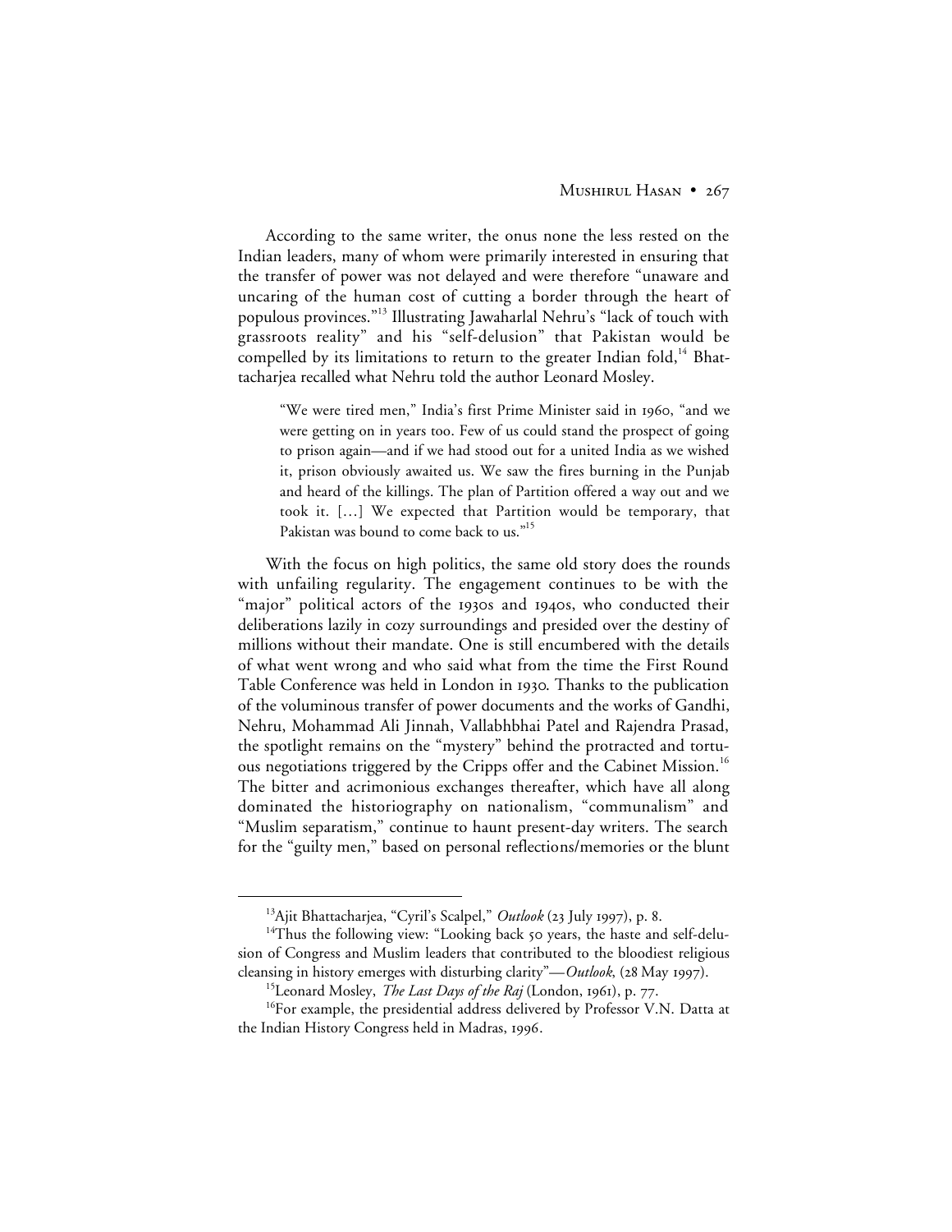According to the same writer, the onus none the less rested on the Indian leaders, many of whom were primarily interested in ensuring that the transfer of power was not delayed and were therefore "unaware and uncaring of the human cost of cutting a border through the heart of populous provinces."[13] Illustrating Jawaharlal Nehru's "lack of touch with grassroots reality" and his "self-delusion" that Pakistan would be compelled by its limitations to return to the greater Indian fold,[14] Bhattacharjea recalled what Nehru told the author Leonard Mosley.

> "We were tired men," India's first Prime Minister said in 1960, "and we were getting on in years too. Few of us could stand the prospect of going to prison again—and if we had stood out for a united India as we wished it, prison obviously awaited us. We saw the fires burning in the Punjab and heard of the killings. The plan of Partition offered a way out and we took it. [...] We expected that Partition would be temporary, that Pakistan was bound to come back to us."[15]

With the focus on high politics, the same old story does the rounds with unfailing regularity. The engagement continues to be with the "major" political actors of the 1930s and 1940s, who conducted their deliberations lazily in cozy surroundings and presided over the destiny of millions without their mandate. One is still encumbered with the details of what went wrong and who said what from the time the First Round Table Conference was held in London in 1930. Thanks to the publication of the voluminous transfer of power documents and the works of Gandhi, Nehru, Mohammad Ali Jinnah, Vallabhbhai Patel and Rajendra Prasad, the spotlight remains on the "mystery" behind the protracted and tortuous negotiations triggered by the Cripps offer and the Cabinet Mission.[16] The bitter and acrimonious exchanges thereafter, which have all along dominated the historiography on nationalism, "communalism" and "Muslim separatism," continue to haunt present-day writers. The search for the "guilty men," based on personal reflections/memories or the blunt

---

[13] Ajit Bhattacharjea, "Cyril's Scalpel," *Outlook* (23 July 1997), p. 8.

[14] Thus the following view: "Looking back 50 years, the haste and self-delusion of Congress and Muslim leaders that contributed to the bloodiest religious cleansing in history emerges with disturbing clarity"—*Outlook*, (28 May 1997).

[15] Leonard Mosley, *The Last Days of the Raj* (London, 1961), p. 77.

[16] For example, the presidential address delivered by Professor V.N. Datta at the Indian History Congress held in Madras, 1996.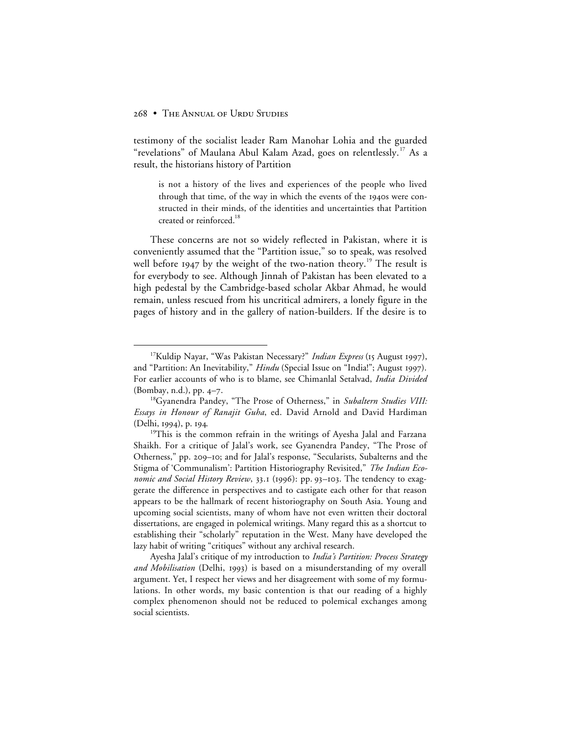testimony of the socialist leader Ram Manohar Lohia and the guarded "revelations" of Maulana Abul Kalam Azad, goes on relentlessly.[17] As a result, the historians history of Partition

> is not a history of the lives and experiences of the people who lived through that time, of the way in which the events of the 1940s were constructed in their minds, of the identities and uncertainties that Partition created or reinforced.[18]

These concerns are not so widely reflected in Pakistan, where it is conveniently assumed that the "Partition issue," so to speak, was resolved well before 1947 by the weight of the two-nation theory.[19] The result is for everybody to see. Although Jinnah of Pakistan has been elevated to a high pedestal by the Cambridge-based scholar Akbar Ahmad, he would remain, unless rescued from his uncritical admirers, a lonely figure in the pages of history and in the gallery of nation-builders. If the desire is to

---

[17] Kuldip Nayar, "Was Pakistan Necessary?" *Indian Express* (15 August 1997), and "Partition: An Inevitability," *Hindu* (Special Issue on "India!"; August 1997). For earlier accounts of who is to blame, see Chimanlal Setalvad, *India Divided* (Bombay, n.d.), pp. 4–7.

[18] Gyanendra Pandey, "The Prose of Otherness," in *Subaltern Studies VIII: Essays in Honour of Ranajit Guha*, ed. David Arnold and David Hardiman (Delhi, 1994), p. 194.

[19] This is the common refrain in the writings of Ayesha Jalal and Farzana Shaikh. For a critique of Jalal's work, see Gyanendra Pandey, "The Prose of Otherness," pp. 209–10; and for Jalal's response, "Secularists, Subalterns and the Stigma of 'Communalism': Partition Historiography Revisited," *The Indian Economic and Social History Review*, 33.1 (1996): pp. 93–103. The tendency to exaggerate the difference in perspectives and to castigate each other for that reason appears to be the hallmark of recent historiography on South Asia. Young and upcoming social scientists, many of whom have not even written their doctoral dissertations, are engaged in polemical writings. Many regard this as a shortcut to establishing their "scholarly" reputation in the West. Many have developed the lazy habit of writing "critiques" without any archival research.

Ayesha Jalal's critique of my introduction to *India's Partition: Process Strategy and Mobilisation* (Delhi, 1993) is based on a misunderstanding of my overall argument. Yet, I respect her views and her disagreement with some of my formulations. In other words, my basic contention is that our reading of a highly complex phenomenon should not be reduced to polemical exchanges among social scientists.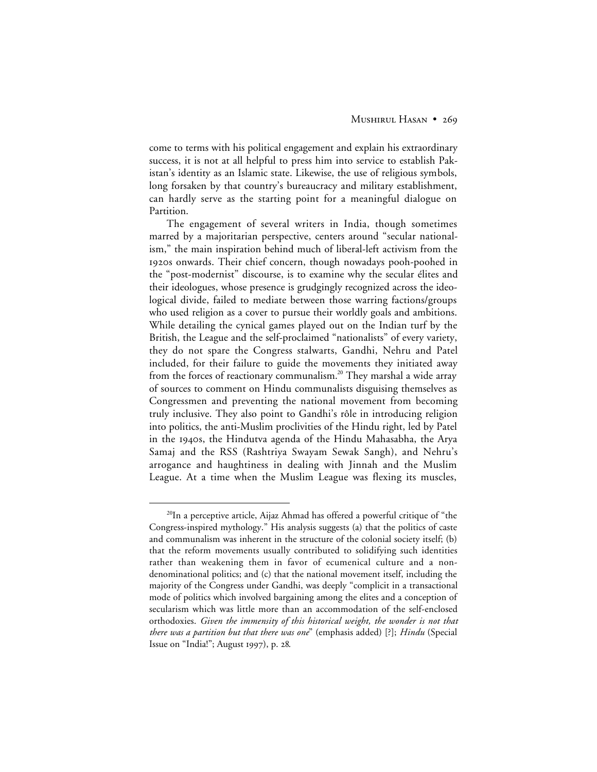come to terms with his political engagement and explain his extraordinary success, it is not at all helpful to press him into service to establish Pakistan's identity as an Islamic state. Likewise, the use of religious symbols, long forsaken by that country's bureaucracy and military establishment, can hardly serve as the starting point for a meaningful dialogue on Partition.

The engagement of several writers in India, though sometimes marred by a majoritarian perspective, centers around "secular nationalism," the main inspiration behind much of liberal-left activism from the 1920s onwards. Their chief concern, though nowadays pooh-poohed in the "post-modernist" discourse, is to examine why the secular élites and their ideologues, whose presence is grudgingly recognized across the ideological divide, failed to mediate between those warring factions/groups who used religion as a cover to pursue their worldly goals and ambitions. While detailing the cynical games played out on the Indian turf by the British, the League and the self-proclaimed "nationalists" of every variety, they do not spare the Congress stalwarts, Gandhi, Nehru and Patel included, for their failure to guide the movements they initiated away from the forces of reactionary communalism.[20] They marshal a wide array of sources to comment on Hindu communalists disguising themselves as Congressmen and preventing the national movement from becoming truly inclusive. They also point to Gandhi's rôle in introducing religion into politics, the anti-Muslim proclivities of the Hindu right, led by Patel in the 1940s, the Hindutva agenda of the Hindu Mahasabha, the Arya Samaj and the RSS (Rashtriya Swayam Sewak Sangh), and Nehru's arrogance and haughtiness in dealing with Jinnah and the Muslim League. At a time when the Muslim League was flexing its muscles,

---

[20]In a perceptive article, Aijaz Ahmad has offered a powerful critique of "the Congress-inspired mythology." His analysis suggests (a) that the politics of caste and communalism was inherent in the structure of the colonial society itself; (b) that the reform movements usually contributed to solidifying such identities rather than weakening them in favor of ecumenical culture and a non-denominational politics; and (c) that the national movement itself, including the majority of the Congress under Gandhi, was deeply "complicit in a transactional mode of politics which involved bargaining among the elites and a conception of secularism which was little more than an accommodation of the self-enclosed orthodoxies. *Given the immensity of this historical weight, the wonder is not that there was a partition but that there was one*" (emphasis added) [?]; *Hindu* (Special Issue on "India!"; August 1997), p. 28.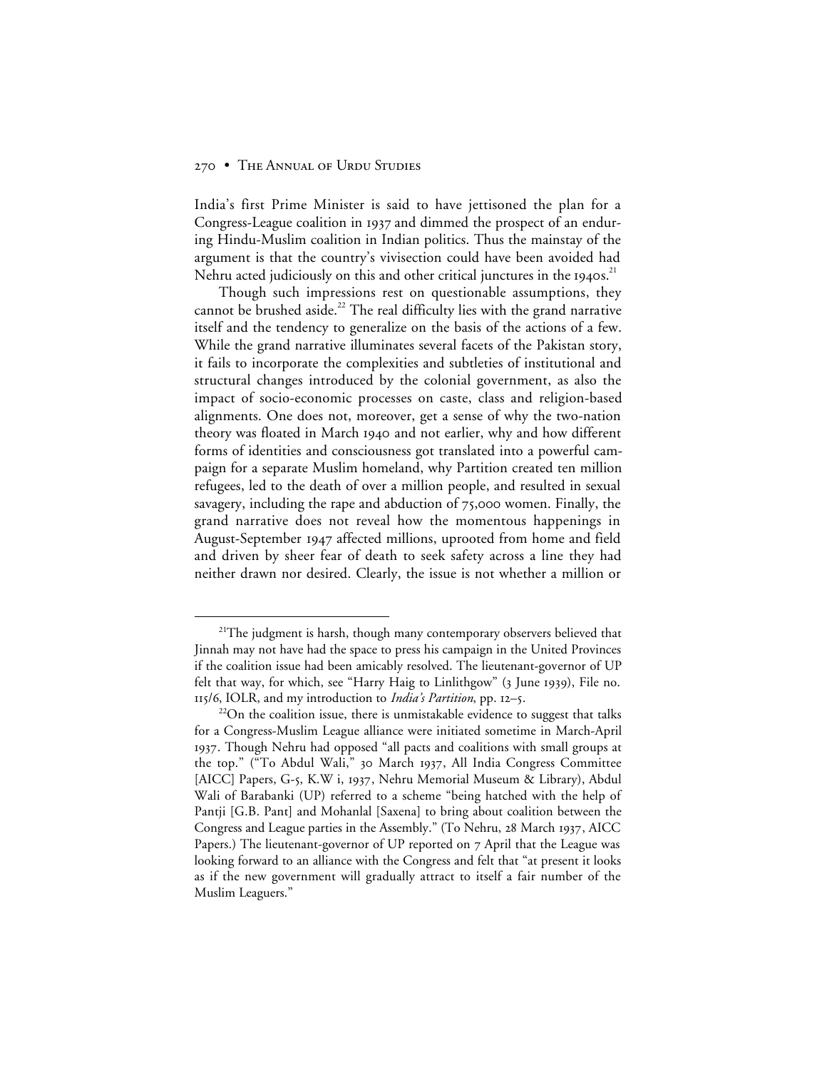India's first Prime Minister is said to have jettisoned the plan for a Congress-League coalition in 1937 and dimmed the prospect of an enduring Hindu-Muslim coalition in Indian politics. Thus the mainstay of the argument is that the country's vivisection could have been avoided had Nehru acted judiciously on this and other critical junctures in the 1940s.[21]

Though such impressions rest on questionable assumptions, they cannot be brushed aside.[22] The real difficulty lies with the grand narrative itself and the tendency to generalize on the basis of the actions of a few. While the grand narrative illuminates several facets of the Pakistan story, it fails to incorporate the complexities and subtleties of institutional and structural changes introduced by the colonial government, as also the impact of socio-economic processes on caste, class and religion-based alignments. One does not, moreover, get a sense of why the two-nation theory was floated in March 1940 and not earlier, why and how different forms of identities and consciousness got translated into a powerful campaign for a separate Muslim homeland, why Partition created ten million refugees, led to the death of over a million people, and resulted in sexual savagery, including the rape and abduction of 75,000 women. Finally, the grand narrative does not reveal how the momentous happenings in August-September 1947 affected millions, uprooted from home and field and driven by sheer fear of death to seek safety across a line they had neither drawn nor desired. Clearly, the issue is not whether a million or

---

[21]The judgment is harsh, though many contemporary observers believed that Jinnah may not have had the space to press his campaign in the United Provinces if the coalition issue had been amicably resolved. The lieutenant-governor of UP felt that way, for which, see "Harry Haig to Linlithgow" (3 June 1939), File no. 115/6, IOLR, and my introduction to *India's Partition*, pp. 12–5.

[22]On the coalition issue, there is unmistakable evidence to suggest that talks for a Congress-Muslim League alliance were initiated sometime in March-April 1937. Though Nehru had opposed "all pacts and coalitions with small groups at the top." ("To Abdul Wali," 30 March 1937, All India Congress Committee [AICC] Papers, G-5, K.W i, 1937, Nehru Memorial Museum & Library), Abdul Wali of Barabanki (UP) referred to a scheme "being hatched with the help of Pantji [G.B. Pant] and Mohanlal [Saxena] to bring about coalition between the Congress and League parties in the Assembly." (To Nehru, 28 March 1937, AICC Papers.) The lieutenant-governor of UP reported on 7 April that the League was looking forward to an alliance with the Congress and felt that "at present it looks as if the new government will gradually attract to itself a fair number of the Muslim Leaguers."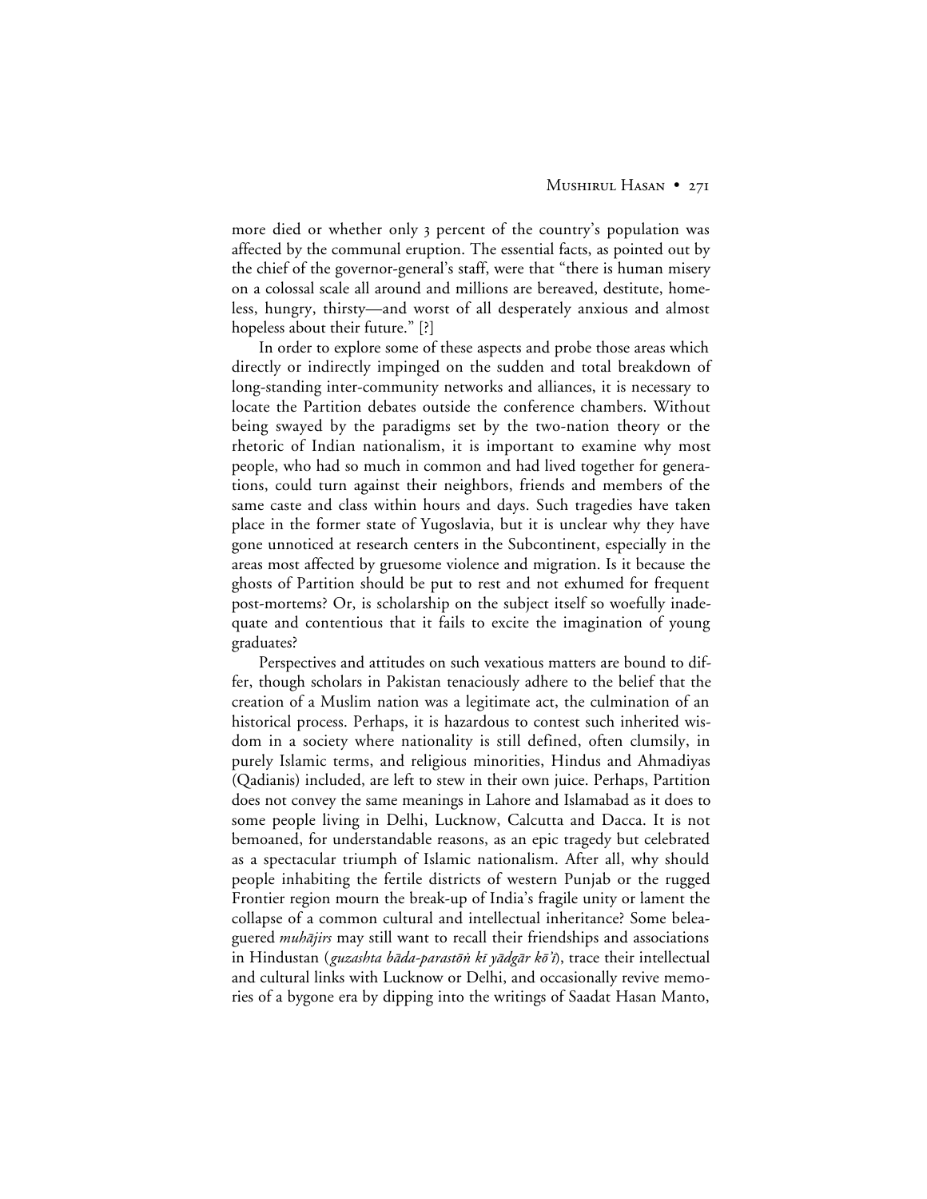more died or whether only 3 percent of the country's population was affected by the communal eruption. The essential facts, as pointed out by the chief of the governor-general's staff, were that "there is human misery on a colossal scale all around and millions are bereaved, destitute, homeless, hungry, thirsty—and worst of all desperately anxious and almost hopeless about their future." [?]

In order to explore some of these aspects and probe those areas which directly or indirectly impinged on the sudden and total breakdown of long-standing inter-community networks and alliances, it is necessary to locate the Partition debates outside the conference chambers. Without being swayed by the paradigms set by the two-nation theory or the rhetoric of Indian nationalism, it is important to examine why most people, who had so much in common and had lived together for generations, could turn against their neighbors, friends and members of the same caste and class within hours and days. Such tragedies have taken place in the former state of Yugoslavia, but it is unclear why they have gone unnoticed at research centers in the Subcontinent, especially in the areas most affected by gruesome violence and migration. Is it because the ghosts of Partition should be put to rest and not exhumed for frequent post-mortems? Or, is scholarship on the subject itself so woefully inadequate and contentious that it fails to excite the imagination of young graduates?

Perspectives and attitudes on such vexatious matters are bound to differ, though scholars in Pakistan tenaciously adhere to the belief that the creation of a Muslim nation was a legitimate act, the culmination of an historical process. Perhaps, it is hazardous to contest such inherited wisdom in a society where nationality is still defined, often clumsily, in purely Islamic terms, and religious minorities, Hindus and Ahmadiyas (Qadianis) included, are left to stew in their own juice. Perhaps, Partition does not convey the same meanings in Lahore and Islamabad as it does to some people living in Delhi, Lucknow, Calcutta and Dacca. It is not bemoaned, for understandable reasons, as an epic tragedy but celebrated as a spectacular triumph of Islamic nationalism. After all, why should people inhabiting the fertile districts of western Punjab or the rugged Frontier region mourn the break-up of India's fragile unity or lament the collapse of a common cultural and intellectual inheritance? Some beleaguered *muhājirs* may still want to recall their friendships and associations in Hindustan (*guzashta bāda-parastōṅ kī yādgār kōʾī*), trace their intellectual and cultural links with Lucknow or Delhi, and occasionally revive memories of a bygone era by dipping into the writings of Saadat Hasan Manto,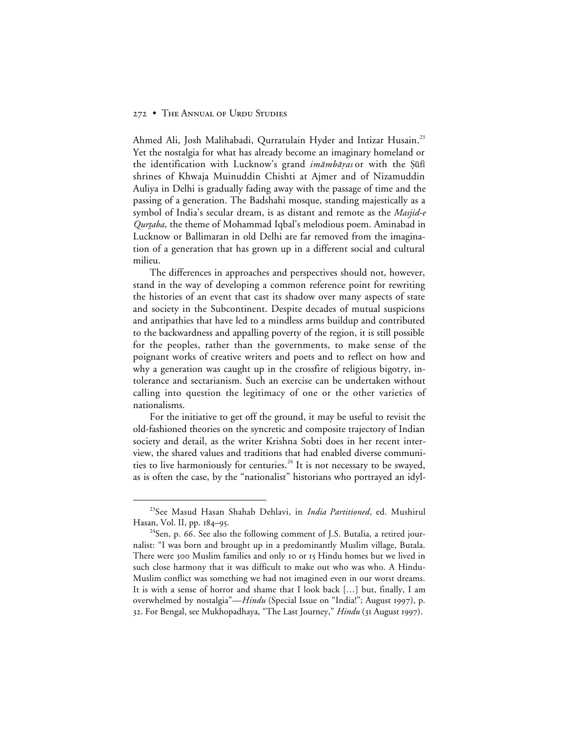Ahmed Ali, Josh Malihabadi, Qurratulain Hyder and Intizar Husain.[23] Yet the nostalgia for what has already become an imaginary homeland or the identification with Lucknow's grand *imāmbāṛas* or with the Ṣūfī shrines of Khwaja Muinuddin Chishti at Ajmer and of Nizamuddin Auliya in Delhi is gradually fading away with the passage of time and the passing of a generation. The Badshahi mosque, standing majestically as a symbol of India's secular dream, is as distant and remote as the *Masjid-e Qurṭaba*, the theme of Mohammad Iqbal's melodious poem. Aminabad in Lucknow or Ballimaran in old Delhi are far removed from the imagination of a generation that has grown up in a different social and cultural milieu.

The differences in approaches and perspectives should not, however, stand in the way of developing a common reference point for rewriting the histories of an event that cast its shadow over many aspects of state and society in the Subcontinent. Despite decades of mutual suspicions and antipathies that have led to a mindless arms buildup and contributed to the backwardness and appalling poverty of the region, it is still possible for the peoples, rather than the governments, to make sense of the poignant works of creative writers and poets and to reflect on how and why a generation was caught up in the crossfire of religious bigotry, intolerance and sectarianism. Such an exercise can be undertaken without calling into question the legitimacy of one or the other varieties of nationalisms.

For the initiative to get off the ground, it may be useful to revisit the old-fashioned theories on the syncretic and composite trajectory of Indian society and detail, as the writer Krishna Sobti does in her recent interview, the shared values and traditions that had enabled diverse communities to live harmoniously for centuries.[24] It is not necessary to be swayed, as is often the case, by the "nationalist" historians who portrayed an idyl-

---

[23]See Masud Hasan Shahab Dehlavi, in *India Partitioned*, ed. Mushirul Hasan, Vol. II, pp. 184–95.

[24]Sen, p. 66. See also the following comment of J.S. Butalia, a retired journalist: "I was born and brought up in a predominantly Muslim village, Butala. There were 300 Muslim families and only 10 or 15 Hindu homes but we lived in such close harmony that it was difficult to make out who was who. A Hindu-Muslim conflict was something we had not imagined even in our worst dreams. It is with a sense of horror and shame that I look back […] but, finally, I am overwhelmed by nostalgia"—*Hindu* (Special Issue on "India!"; August 1997), p. 32. For Bengal, see Mukhopadhaya, "The Last Journey," *Hindu* (31 August 1997).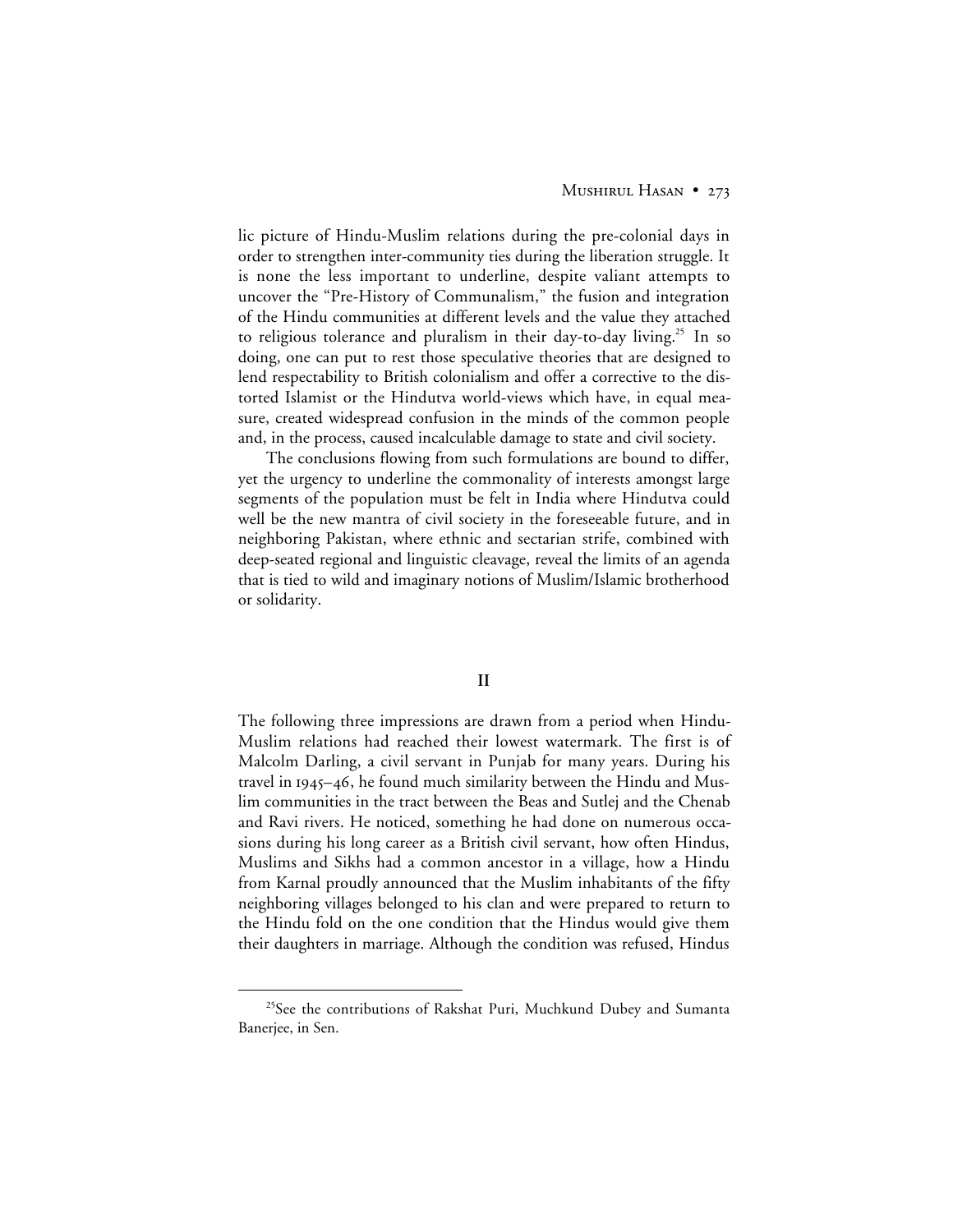lic picture of Hindu-Muslim relations during the pre-colonial days in order to strengthen inter-community ties during the liberation struggle. It is none the less important to underline, despite valiant attempts to uncover the "Pre-History of Communalism," the fusion and integration of the Hindu communities at different levels and the value they attached to religious tolerance and pluralism in their day-to-day living.[25] In so doing, one can put to rest those speculative theories that are designed to lend respectability to British colonialism and offer a corrective to the distorted Islamist or the Hindutva world-views which have, in equal measure, created widespread confusion in the minds of the common people and, in the process, caused incalculable damage to state and civil society.

The conclusions flowing from such formulations are bound to differ, yet the urgency to underline the commonality of interests amongst large segments of the population must be felt in India where Hindutva could well be the new mantra of civil society in the foreseeable future, and in neighboring Pakistan, where ethnic and sectarian strife, combined with deep-seated regional and linguistic cleavage, reveal the limits of an agenda that is tied to wild and imaginary notions of Muslim/Islamic brotherhood or solidarity.

## II

The following three impressions are drawn from a period when Hindu-Muslim relations had reached their lowest watermark. The first is of Malcolm Darling, a civil servant in Punjab for many years. During his travel in 1945–46, he found much similarity between the Hindu and Muslim communities in the tract between the Beas and Sutlej and the Chenab and Ravi rivers. He noticed, something he had done on numerous occasions during his long career as a British civil servant, how often Hindus, Muslims and Sikhs had a common ancestor in a village, how a Hindu from Karnal proudly announced that the Muslim inhabitants of the fifty neighboring villages belonged to his clan and were prepared to return to the Hindu fold on the one condition that the Hindus would give them their daughters in marriage. Although the condition was refused, Hindus

---

[25] See the contributions of Rakshat Puri, Muchkund Dubey and Sumanta Banerjee, in Sen.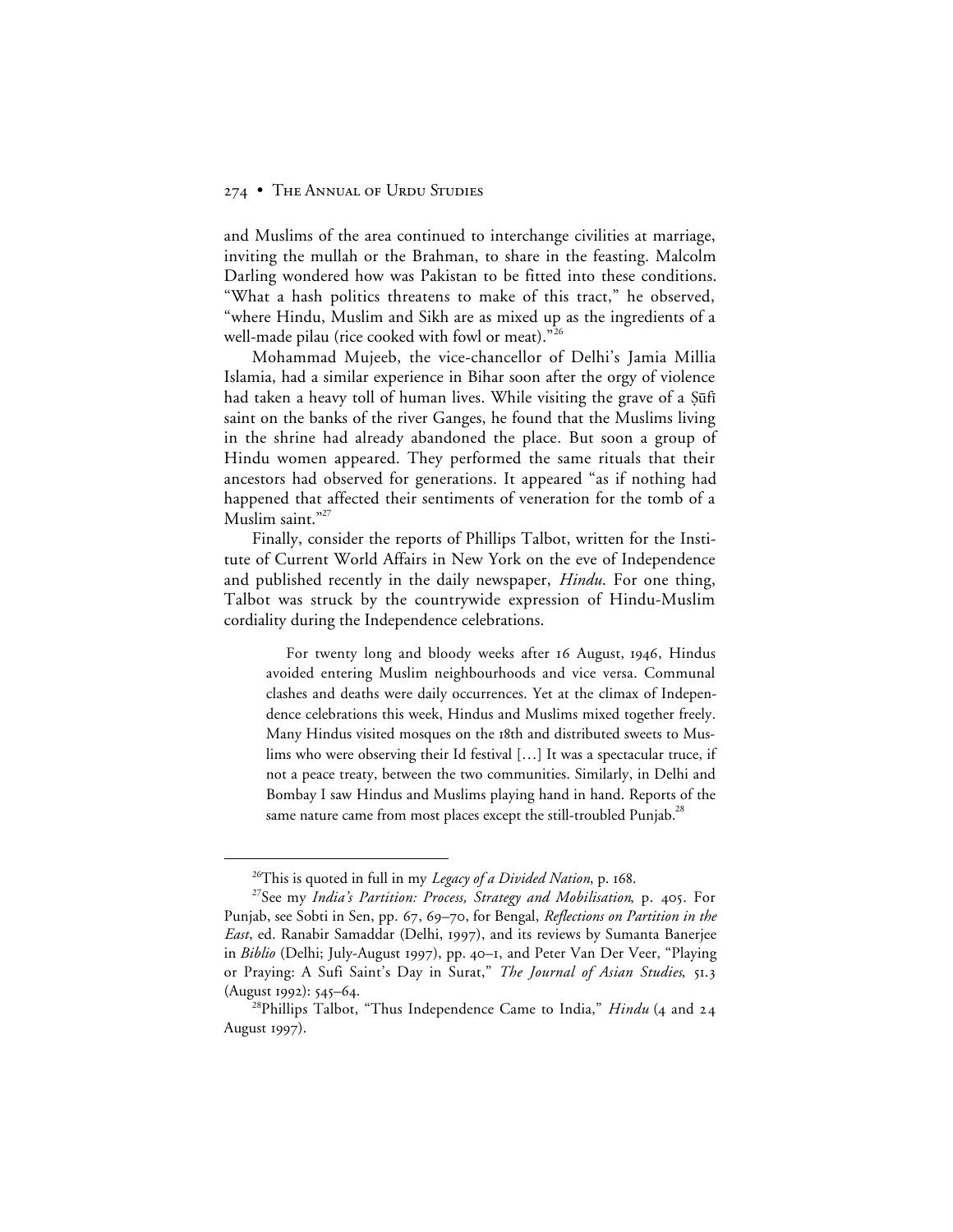and Muslims of the area continued to interchange civilities at marriage, inviting the mullah or the Brahman, to share in the feasting. Malcolm Darling wondered how was Pakistan to be fitted into these conditions. "What a hash politics threatens to make of this tract," he observed, "where Hindu, Muslim and Sikh are as mixed up as the ingredients of a well-made pilau (rice cooked with fowl or meat)."[26]

Mohammad Mujeeb, the vice-chancellor of Delhi's Jamia Millia Islamia, had a similar experience in Bihar soon after the orgy of violence had taken a heavy toll of human lives. While visiting the grave of a Ṣūfī saint on the banks of the river Ganges, he found that the Muslims living in the shrine had already abandoned the place. But soon a group of Hindu women appeared. They performed the same rituals that their ancestors had observed for generations. It appeared "as if nothing had happened that affected their sentiments of veneration for the tomb of a Muslim saint."[27]

Finally, consider the reports of Phillips Talbot, written for the Institute of Current World Affairs in New York on the eve of Independence and published recently in the daily newspaper, *Hindu*. For one thing, Talbot was struck by the countrywide expression of Hindu-Muslim cordiality during the Independence celebrations.

> For twenty long and bloody weeks after 16 August, 1946, Hindus avoided entering Muslim neighbourhoods and vice versa. Communal clashes and deaths were daily occurrences. Yet at the climax of Independence celebrations this week, Hindus and Muslims mixed together freely. Many Hindus visited mosques on the 18th and distributed sweets to Muslims who were observing their Id festival […] It was a spectacular truce, if not a peace treaty, between the two communities. Similarly, in Delhi and Bombay I saw Hindus and Muslims playing hand in hand. Reports of the same nature came from most places except the still-troubled Punjab.[28]

---

[26]This is quoted in full in my *Legacy of a Divided Nation*, p. 168.

[27]See my *India's Partition: Process, Strategy and Mobilisation*, p. 405. For Punjab, see Sobti in Sen, pp. 67, 69–70, for Bengal, *Reflections on Partition in the East*, ed. Ranabir Samaddar (Delhi, 1997), and its reviews by Sumanta Banerjee in *Biblio* (Delhi; July-August 1997), pp. 40–1, and Peter Van Der Veer, "Playing or Praying: A Sufi Saint's Day in Surat," *The Journal of Asian Studies*, 51.3 (August 1992): 545–64.

[28]Phillips Talbot, "Thus Independence Came to India," *Hindu* (4 and 24 August 1997).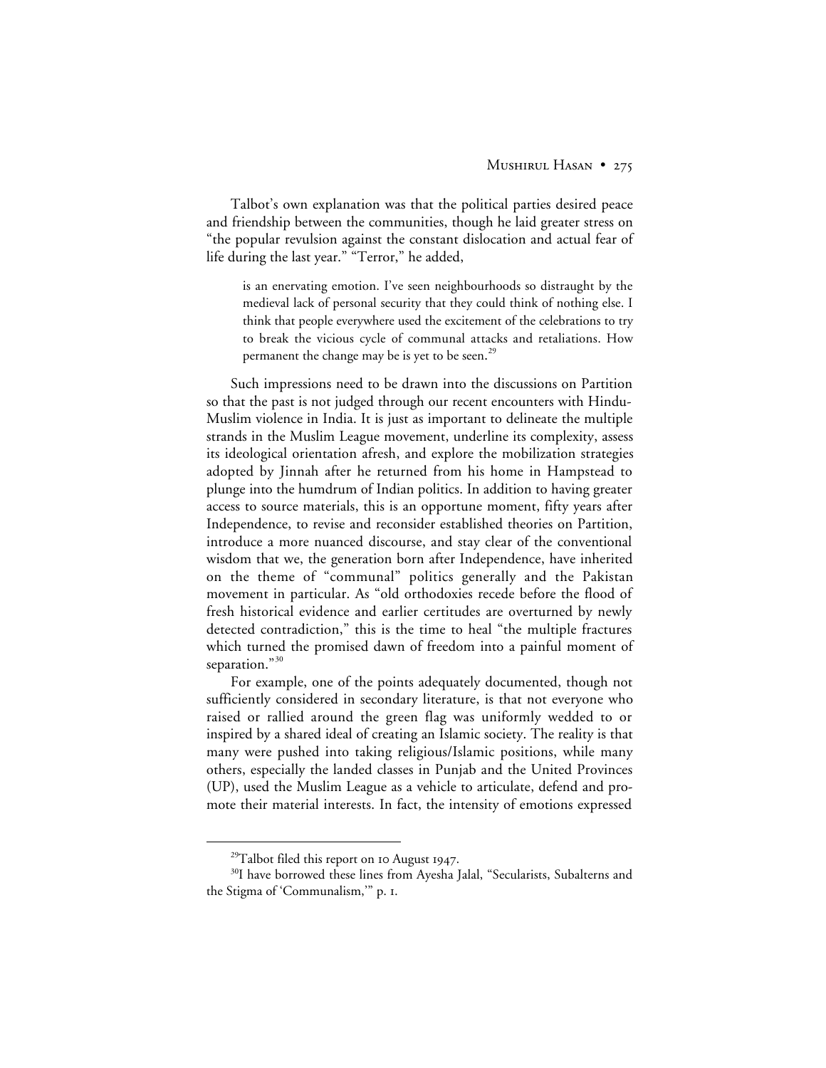Talbot's own explanation was that the political parties desired peace and friendship between the communities, though he laid greater stress on "the popular revulsion against the constant dislocation and actual fear of life during the last year." "Terror," he added,

> is an enervating emotion. I've seen neighbourhoods so distraught by the medieval lack of personal security that they could think of nothing else. I think that people everywhere used the excitement of the celebrations to try to break the vicious cycle of communal attacks and retaliations. How permanent the change may be is yet to be seen.[29]

Such impressions need to be drawn into the discussions on Partition so that the past is not judged through our recent encounters with Hindu-Muslim violence in India. It is just as important to delineate the multiple strands in the Muslim League movement, underline its complexity, assess its ideological orientation afresh, and explore the mobilization strategies adopted by Jinnah after he returned from his home in Hampstead to plunge into the humdrum of Indian politics. In addition to having greater access to source materials, this is an opportune moment, fifty years after Independence, to revise and reconsider established theories on Partition, introduce a more nuanced discourse, and stay clear of the conventional wisdom that we, the generation born after Independence, have inherited on the theme of "communal" politics generally and the Pakistan movement in particular. As "old orthodoxies recede before the flood of fresh historical evidence and earlier certitudes are overturned by newly detected contradiction," this is the time to heal "the multiple fractures which turned the promised dawn of freedom into a painful moment of separation."[30]

For example, one of the points adequately documented, though not sufficiently considered in secondary literature, is that not everyone who raised or rallied around the green flag was uniformly wedded to or inspired by a shared ideal of creating an Islamic society. The reality is that many were pushed into taking religious/Islamic positions, while many others, especially the landed classes in Punjab and the United Provinces (UP), used the Muslim League as a vehicle to articulate, defend and promote their material interests. In fact, the intensity of emotions expressed

---

[29] Talbot filed this report on 10 August 1947.

[30] I have borrowed these lines from Ayesha Jalal, "Secularists, Subalterns and the Stigma of 'Communalism,'" p. 1.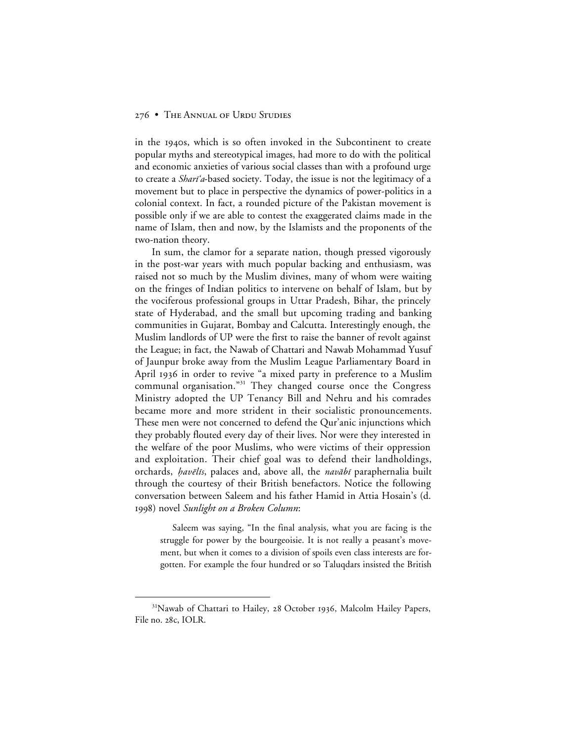in the 1940s, which is so often invoked in the Subcontinent to create popular myths and stereotypical images, had more to do with the political and economic anxieties of various social classes than with a profound urge to create a *Sharīʿa*-based society. Today, the issue is not the legitimacy of a movement but to place in perspective the dynamics of power-politics in a colonial context. In fact, a rounded picture of the Pakistan movement is possible only if we are able to contest the exaggerated claims made in the name of Islam, then and now, by the Islamists and the proponents of the two-nation theory.

In sum, the clamor for a separate nation, though pressed vigorously in the post-war years with much popular backing and enthusiasm, was raised not so much by the Muslim divines, many of whom were waiting on the fringes of Indian politics to intervene on behalf of Islam, but by the vociferous professional groups in Uttar Pradesh, Bihar, the princely state of Hyderabad, and the small but upcoming trading and banking communities in Gujarat, Bombay and Calcutta. Interestingly enough, the Muslim landlords of UP were the first to raise the banner of revolt against the League; in fact, the Nawab of Chattari and Nawab Mohammad Yusuf of Jaunpur broke away from the Muslim League Parliamentary Board in April 1936 in order to revive "a mixed party in preference to a Muslim communal organisation."[31] They changed course once the Congress Ministry adopted the UP Tenancy Bill and Nehru and his comrades became more and more strident in their socialistic pronouncements. These men were not concerned to defend the Qur'anic injunctions which they probably flouted every day of their lives. Nor were they interested in the welfare of the poor Muslims, who were victims of their oppression and exploitation. Their chief goal was to defend their landholdings, orchards, *ḥavēlīs*, palaces and, above all, the *navābī* paraphernalia built through the courtesy of their British benefactors. Notice the following conversation between Saleem and his father Hamid in Attia Hosain's (d. 1998) novel *Sunlight on a Broken Column*:

> Saleem was saying, "In the final analysis, what you are facing is the struggle for power by the bourgeoisie. It is not really a peasant's movement, but when it comes to a division of spoils even class interests are forgotten. For example the four hundred or so Taluqdars insisted the British

---

[31] Nawab of Chattari to Hailey, 28 October 1936, Malcolm Hailey Papers, File no. 28c, IOLR.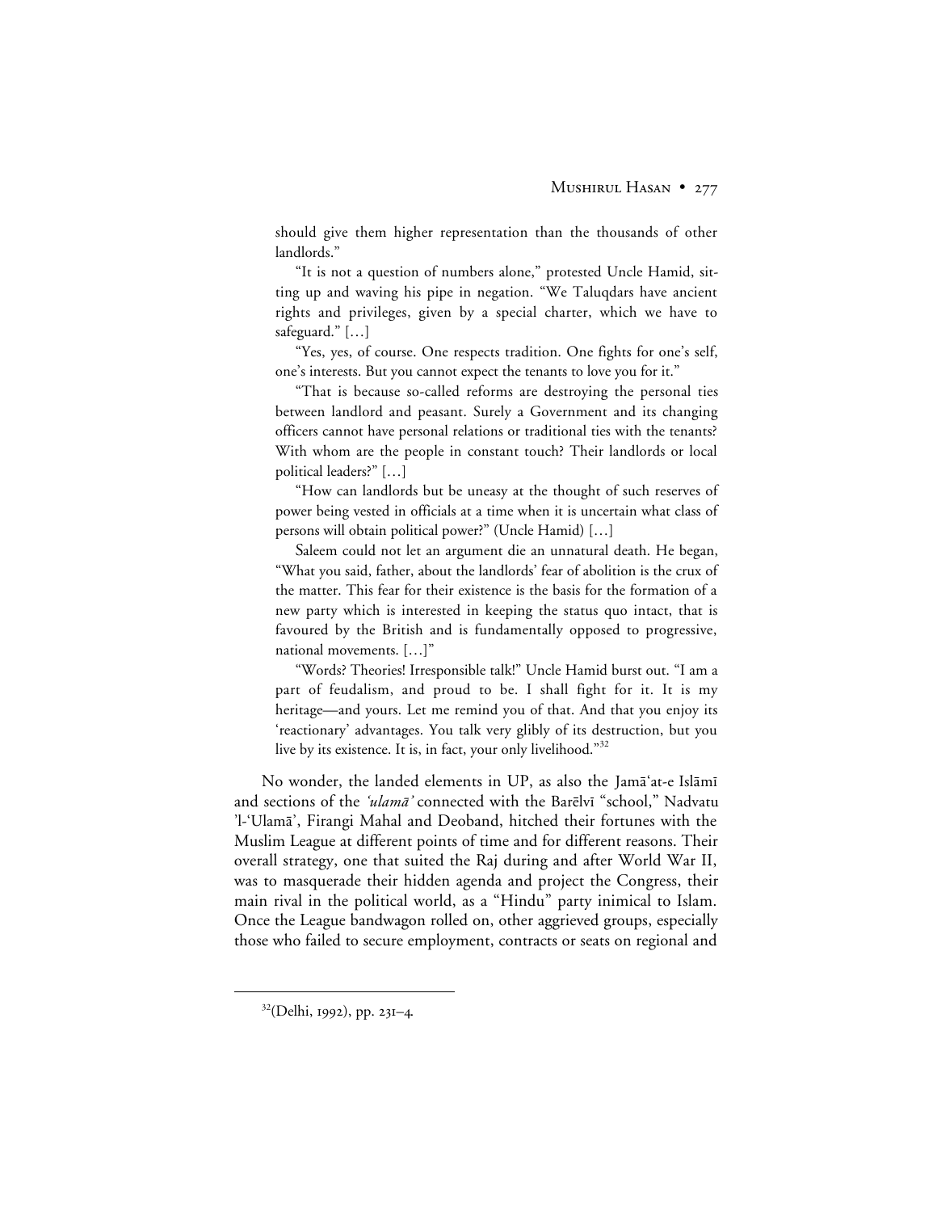should give them higher representation than the thousands of other landlords."

"It is not a question of numbers alone," protested Uncle Hamid, sitting up and waving his pipe in negation. "We Taluqdars have ancient rights and privileges, given by a special charter, which we have to safeguard." […]

"Yes, yes, of course. One respects tradition. One fights for one's self, one's interests. But you cannot expect the tenants to love you for it."

"That is because so-called reforms are destroying the personal ties between landlord and peasant. Surely a Government and its changing officers cannot have personal relations or traditional ties with the tenants? With whom are the people in constant touch? Their landlords or local political leaders?" […]

"How can landlords but be uneasy at the thought of such reserves of power being vested in officials at a time when it is uncertain what class of persons will obtain political power?" (Uncle Hamid) […]

Saleem could not let an argument die an unnatural death. He began, "What you said, father, about the landlords' fear of abolition is the crux of the matter. This fear for their existence is the basis for the formation of a new party which is interested in keeping the status quo intact, that is favoured by the British and is fundamentally opposed to progressive, national movements. […]"

"Words? Theories! Irresponsible talk!" Uncle Hamid burst out. "I am a part of feudalism, and proud to be. I shall fight for it. It is my heritage—and yours. Let me remind you of that. And that you enjoy its 'reactionary' advantages. You talk very glibly of its destruction, but you live by its existence. It is, in fact, your only livelihood."[32]

No wonder, the landed elements in UP, as also the Jamā'at-e Islāmī and sections of the *'ulamā'* connected with the Barēlvī "school," Nadvatu 'l-'Ulamā', Firangi Mahal and Deoband, hitched their fortunes with the Muslim League at different points of time and for different reasons. Their overall strategy, one that suited the Raj during and after World War II, was to masquerade their hidden agenda and project the Congress, their main rival in the political world, as a "Hindu" party inimical to Islam. Once the League bandwagon rolled on, other aggrieved groups, especially those who failed to secure employment, contracts or seats on regional and

[32](Delhi, 1992), pp. 231–4.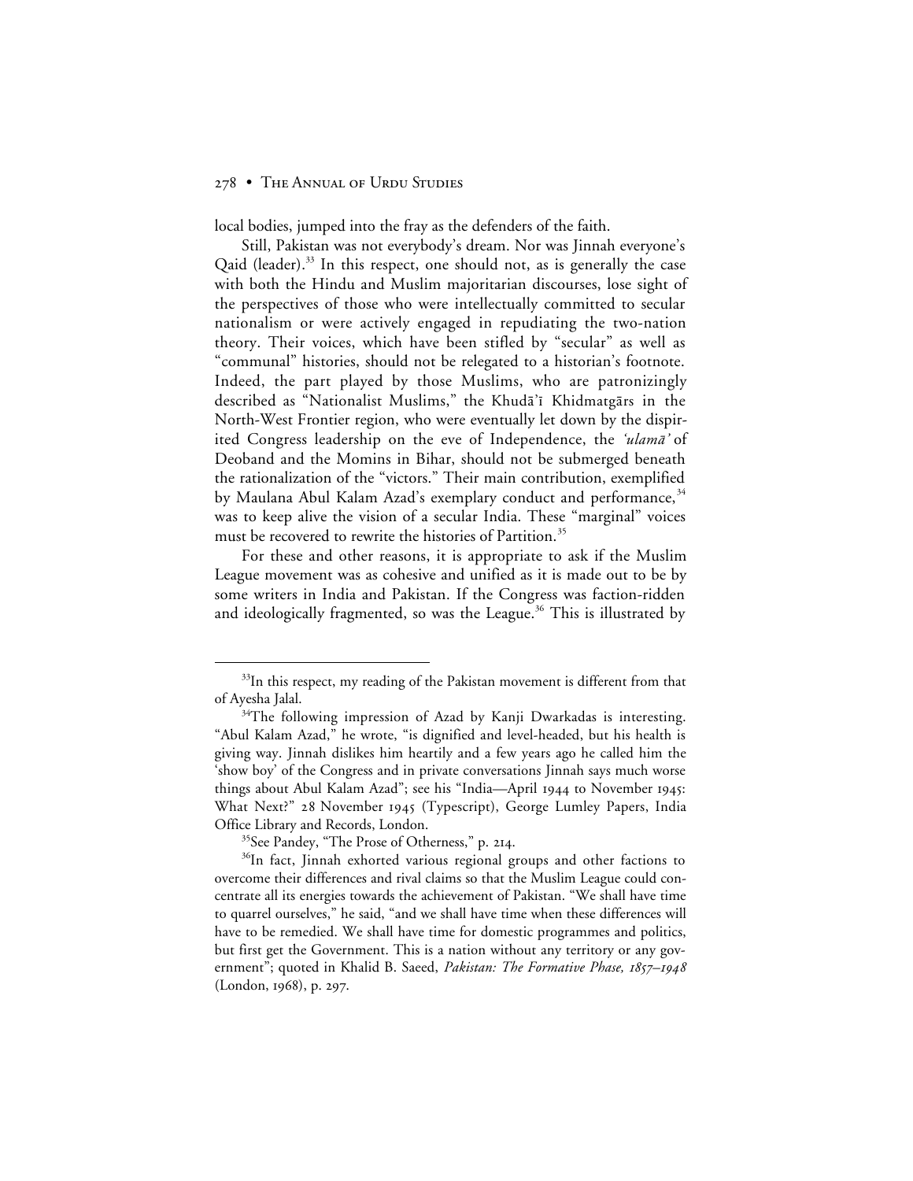local bodies, jumped into the fray as the defenders of the faith.

Still, Pakistan was not everybody's dream. Nor was Jinnah everyone's Qaid (leader).[33] In this respect, one should not, as is generally the case with both the Hindu and Muslim majoritarian discourses, lose sight of the perspectives of those who were intellectually committed to secular nationalism or were actively engaged in repudiating the two-nation theory. Their voices, which have been stifled by "secular" as well as "communal" histories, should not be relegated to a historian's footnote. Indeed, the part played by those Muslims, who are patronizingly described as "Nationalist Muslims," the Khudā'ī Khidmatgārs in the North-West Frontier region, who were eventually let down by the dispirited Congress leadership on the eve of Independence, the *'ulamā'* of Deoband and the Momins in Bihar, should not be submerged beneath the rationalization of the "victors." Their main contribution, exemplified by Maulana Abul Kalam Azad's exemplary conduct and performance,[34] was to keep alive the vision of a secular India. These "marginal" voices must be recovered to rewrite the histories of Partition.[35]

For these and other reasons, it is appropriate to ask if the Muslim League movement was as cohesive and unified as it is made out to be by some writers in India and Pakistan. If the Congress was faction-ridden and ideologically fragmented, so was the League.[36] This is illustrated by

---

[33]In this respect, my reading of the Pakistan movement is different from that of Ayesha Jalal.

[34]The following impression of Azad by Kanji Dwarkadas is interesting. "Abul Kalam Azad," he wrote, "is dignified and level-headed, but his health is giving way. Jinnah dislikes him heartily and a few years ago he called him the 'show boy' of the Congress and in private conversations Jinnah says much worse things about Abul Kalam Azad"; see his "India—April 1944 to November 1945: What Next?" 28 November 1945 (Typescript), George Lumley Papers, India Office Library and Records, London.

[35]See Pandey, "The Prose of Otherness," p. 214.

[36]In fact, Jinnah exhorted various regional groups and other factions to overcome their differences and rival claims so that the Muslim League could concentrate all its energies towards the achievement of Pakistan. "We shall have time to quarrel ourselves," he said, "and we shall have time when these differences will have to be remedied. We shall have time for domestic programmes and politics, but first get the Government. This is a nation without any territory or any government"; quoted in Khalid B. Saeed, *Pakistan: The Formative Phase, 1857–1948* (London, 1968), p. 297.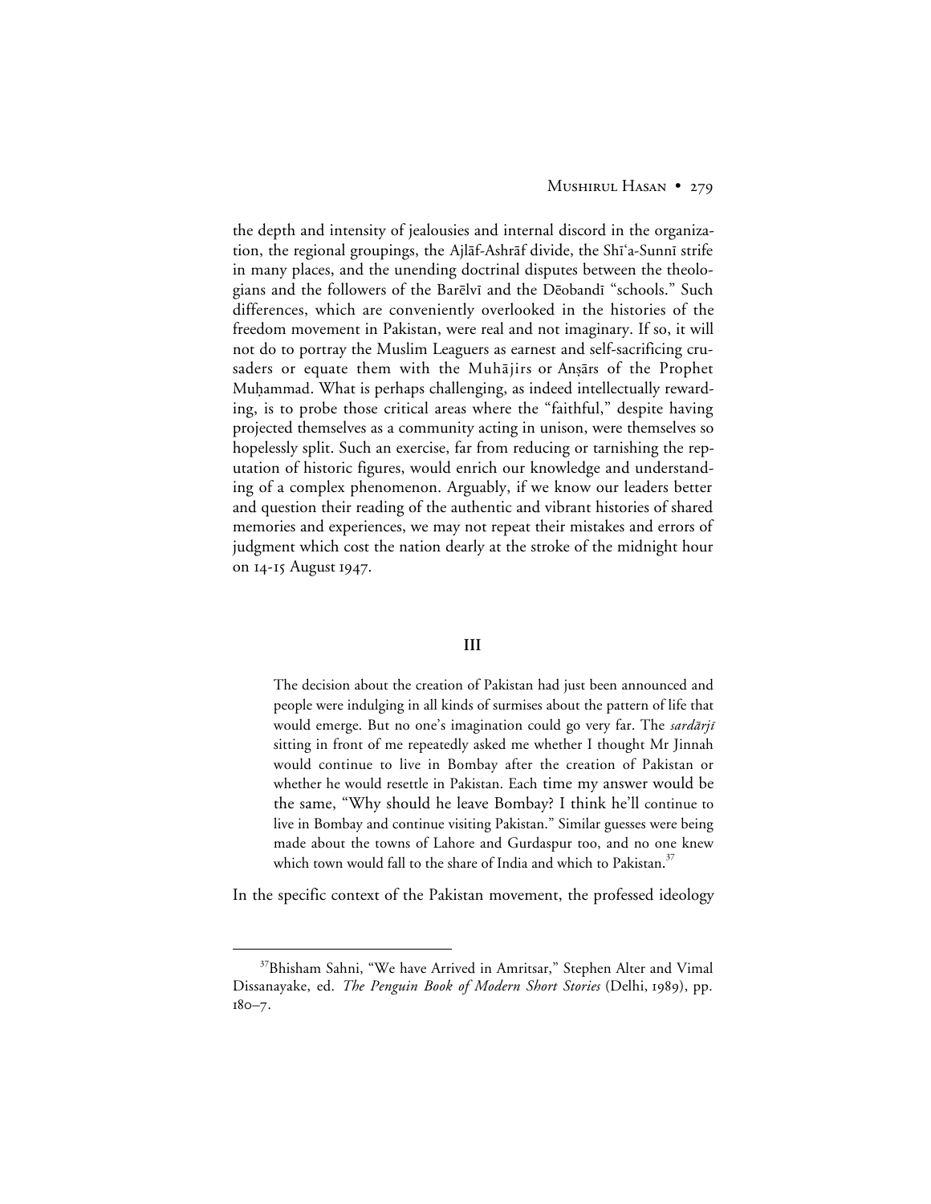the depth and intensity of jealousies and internal discord in the organization, the regional groupings, the Ajlāf-Ashrāf divide, the Shī'a-Sunnī strife in many places, and the unending doctrinal disputes between the theologians and the followers of the Barēlvī and the Dēobandī "schools." Such differences, which are conveniently overlooked in the histories of the freedom movement in Pakistan, were real and not imaginary. If so, it will not do to portray the Muslim Leaguers as earnest and self-sacrificing crusaders or equate them with the Muhājirs or Anṣārs of the Prophet Muḥammad. What is perhaps challenging, as indeed intellectually rewarding, is to probe those critical areas where the "faithful," despite having projected themselves as a community acting in unison, were themselves so hopelessly split. Such an exercise, far from reducing or tarnishing the reputation of historic figures, would enrich our knowledge and understanding of a complex phenomenon. Arguably, if we know our leaders better and question their reading of the authentic and vibrant histories of shared memories and experiences, we may not repeat their mistakes and errors of judgment which cost the nation dearly at the stroke of the midnight hour on 14-15 August 1947.

## III

> The decision about the creation of Pakistan had just been announced and people were indulging in all kinds of surmises about the pattern of life that would emerge. But no one's imagination could go very far. The *sardārjī* sitting in front of me repeatedly asked me whether I thought Mr Jinnah would continue to live in Bombay after the creation of Pakistan or whether he would resettle in Pakistan. Each time my answer would be the same, "Why should he leave Bombay? I think he'll continue to live in Bombay and continue visiting Pakistan." Similar guesses were being made about the towns of Lahore and Gurdaspur too, and no one knew which town would fall to the share of India and which to Pakistan.[37]

In the specific context of the Pakistan movement, the professed ideology

[37]Bhisham Sahni, "We have Arrived in Amritsar," Stephen Alter and Vimal Dissanayake, ed. *The Penguin Book of Modern Short Stories* (Delhi, 1989), pp. 180–7.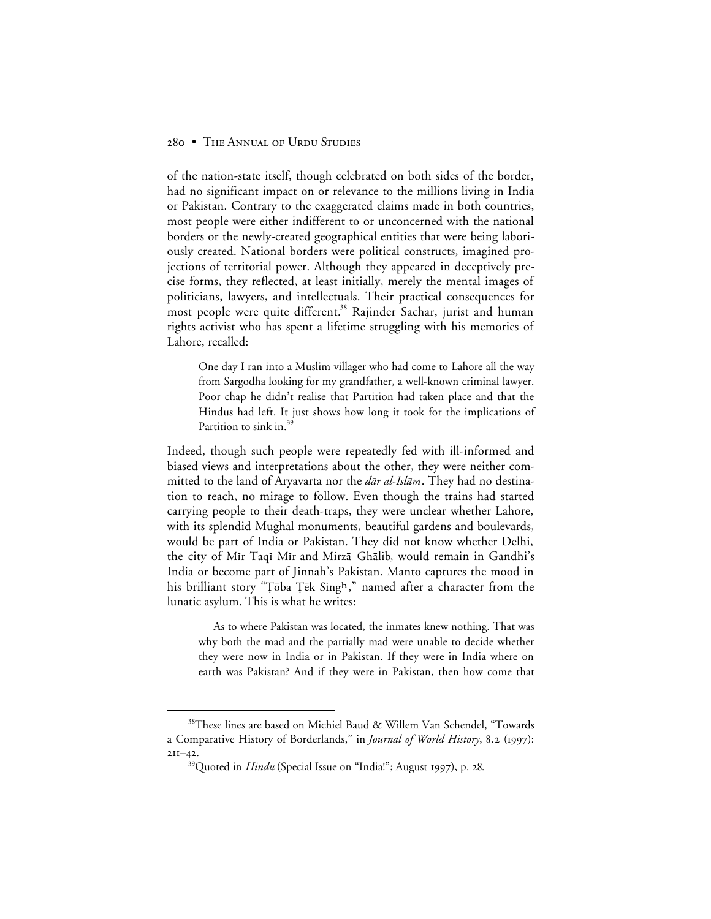of the nation-state itself, though celebrated on both sides of the border, had no significant impact on or relevance to the millions living in India or Pakistan. Contrary to the exaggerated claims made in both countries, most people were either indifferent to or unconcerned with the national borders or the newly-created geographical entities that were being laboriously created. National borders were political constructs, imagined projections of territorial power. Although they appeared in deceptively precise forms, they reflected, at least initially, merely the mental images of politicians, lawyers, and intellectuals. Their practical consequences for most people were quite different.[38] Rajinder Sachar, jurist and human rights activist who has spent a lifetime struggling with his memories of Lahore, recalled:

> One day I ran into a Muslim villager who had come to Lahore all the way from Sargodha looking for my grandfather, a well-known criminal lawyer. Poor chap he didn't realise that Partition had taken place and that the Hindus had left. It just shows how long it took for the implications of Partition to sink in.[39]

Indeed, though such people were repeatedly fed with ill-informed and biased views and interpretations about the other, they were neither committed to the land of Aryavarta nor the *dār al-Islām*. They had no destination to reach, no mirage to follow. Even though the trains had started carrying people to their death-traps, they were unclear whether Lahore, with its splendid Mughal monuments, beautiful gardens and boulevards, would be part of India or Pakistan. They did not know whether Delhi, the city of Mīr Taqī Mīr and Mirzā Ghālib, would remain in Gandhi's India or become part of Jinnah's Pakistan. Manto captures the mood in his brilliant story "Ṭōba Ṭēk Singh," named after a character from the lunatic asylum. This is what he writes:

> As to where Pakistan was located, the inmates knew nothing. That was why both the mad and the partially mad were unable to decide whether they were now in India or in Pakistan. If they were in India where on earth was Pakistan? And if they were in Pakistan, then how come that

---

[38]These lines are based on Michiel Baud & Willem Van Schendel, "Towards a Comparative History of Borderlands," in *Journal of World History*, 8.2 (1997): 211–42.

[39]Quoted in *Hindu* (Special Issue on "India!"; August 1997), p. 28.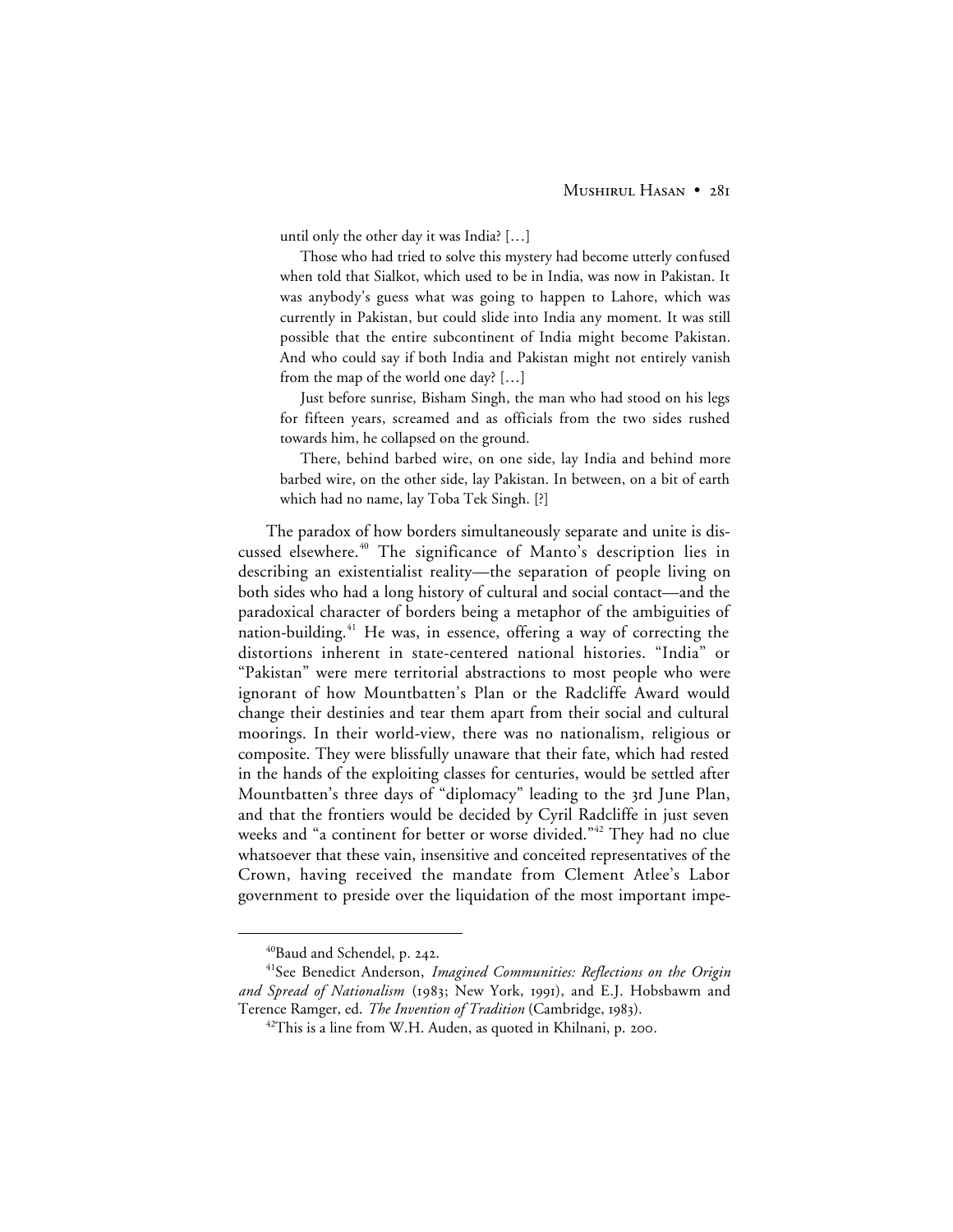until only the other day it was India? […]

Those who had tried to solve this mystery had become utterly confused when told that Sialkot, which used to be in India, was now in Pakistan. It was anybody's guess what was going to happen to Lahore, which was currently in Pakistan, but could slide into India any moment. It was still possible that the entire subcontinent of India might become Pakistan. And who could say if both India and Pakistan might not entirely vanish from the map of the world one day? […]

Just before sunrise, Bisham Singh, the man who had stood on his legs for fifteen years, screamed and as officials from the two sides rushed towards him, he collapsed on the ground.

There, behind barbed wire, on one side, lay India and behind more barbed wire, on the other side, lay Pakistan. In between, on a bit of earth which had no name, lay Toba Tek Singh. [?]

The paradox of how borders simultaneously separate and unite is discussed elsewhere.[40] The significance of Manto's description lies in describing an existentialist reality—the separation of people living on both sides who had a long history of cultural and social contact—and the paradoxical character of borders being a metaphor of the ambiguities of nation-building.[41] He was, in essence, offering a way of correcting the distortions inherent in state-centered national histories. "India" or "Pakistan" were mere territorial abstractions to most people who were ignorant of how Mountbatten's Plan or the Radcliffe Award would change their destinies and tear them apart from their social and cultural moorings. In their world-view, there was no nationalism, religious or composite. They were blissfully unaware that their fate, which had rested in the hands of the exploiting classes for centuries, would be settled after Mountbatten's three days of "diplomacy" leading to the 3rd June Plan, and that the frontiers would be decided by Cyril Radcliffe in just seven weeks and "a continent for better or worse divided."[42] They had no clue whatsoever that these vain, insensitive and conceited representatives of the Crown, having received the mandate from Clement Atlee's Labor government to preside over the liquidation of the most important impe-

---

[40] Baud and Schendel, p. 242.

[41] See Benedict Anderson, *Imagined Communities: Reflections on the Origin and Spread of Nationalism* (1983; New York, 1991), and E.J. Hobsbawm and Terence Ramger, ed. *The Invention of Tradition* (Cambridge, 1983).

[42] This is a line from W.H. Auden, as quoted in Khilnani, p. 200.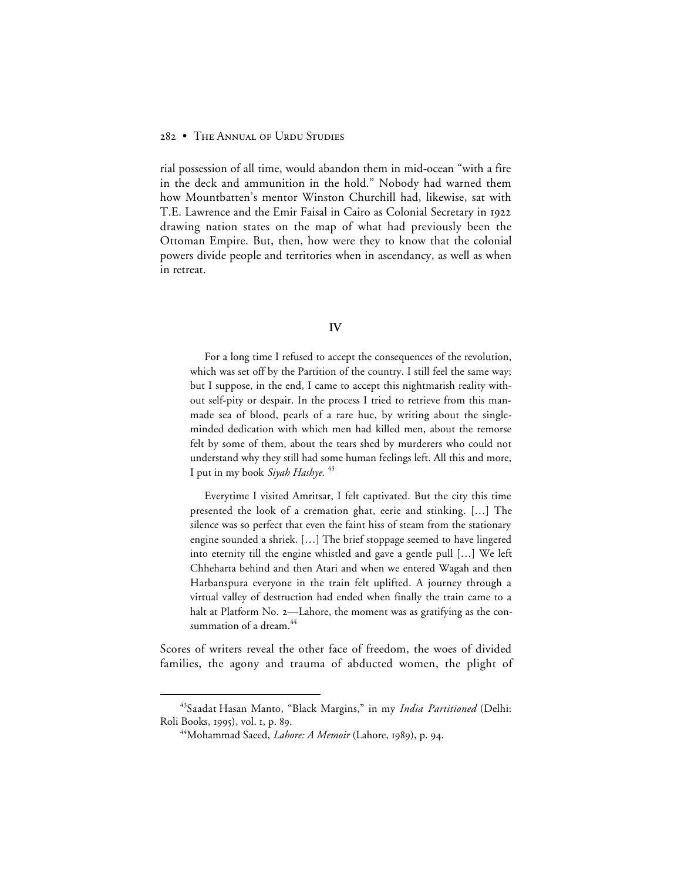rial possession of all time, would abandon them in mid-ocean "with a fire in the deck and ammunition in the hold." Nobody had warned them how Mountbatten's mentor Winston Churchill had, likewise, sat with T.E. Lawrence and the Emir Faisal in Cairo as Colonial Secretary in 1922 drawing nation states on the map of what had previously been the Ottoman Empire. But, then, how were they to know that the colonial powers divide people and territories when in ascendancy, as well as when in retreat.

## IV

> For a long time I refused to accept the consequences of the revolution, which was set off by the Partition of the country. I still feel the same way; but I suppose, in the end, I came to accept this nightmarish reality without self-pity or despair. In the process I tried to retrieve from this man-made sea of blood, pearls of a rare hue, by writing about the single-minded dedication with which men had killed men, about the remorse felt by some of them, about the tears shed by murderers who could not understand why they still had some human feelings left. All this and more, I put in my book *Siyah Hashye.* [43]
>
> Everytime I visited Amritsar, I felt captivated. But the city this time presented the look of a cremation ghat, eerie and stinking. […] The silence was so perfect that even the faint hiss of steam from the stationary engine sounded a shriek. […] The brief stoppage seemed to have lingered into eternity till the engine whistled and gave a gentle pull […] We left Chheharta behind and then Atari and when we entered Wagah and then Harbanspura everyone in the train felt uplifted. A journey through a virtual valley of destruction had ended when finally the train came to a halt at Platform No. 2—Lahore, the moment was as gratifying as the consummation of a dream.[44]

Scores of writers reveal the other face of freedom, the woes of divided families, the agony and trauma of abducted women, the plight of

---

[43]Saadat Hasan Manto, "Black Margins," in my *India Partitioned* (Delhi: Roli Books, 1995), vol. 1, p. 89.

[44]Mohammad Saeed, *Lahore: A Memoir* (Lahore, 1989), p. 94.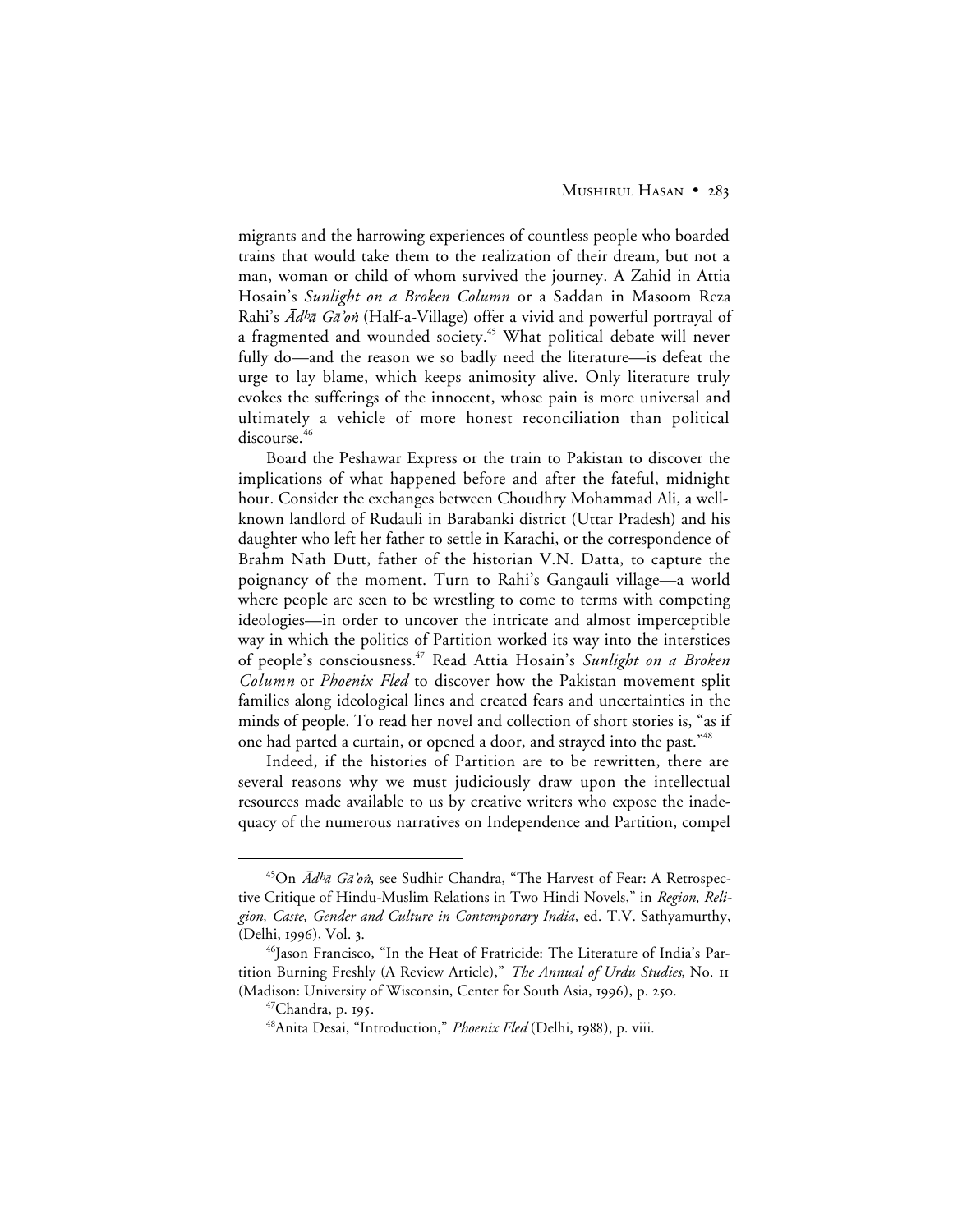migrants and the harrowing experiences of countless people who boarded trains that would take them to the realization of their dream, but not a man, woman or child of whom survived the journey. A Zahid in Attia Hosain's *Sunlight on a Broken Column* or a Saddan in Masoom Reza Rahi's *Ādʰā Gā'oṅ* (Half-a-Village) offer a vivid and powerful portrayal of a fragmented and wounded society.[45] What political debate will never fully do—and the reason we so badly need the literature—is defeat the urge to lay blame, which keeps animosity alive. Only literature truly evokes the sufferings of the innocent, whose pain is more universal and ultimately a vehicle of more honest reconciliation than political discourse.[46]

Board the Peshawar Express or the train to Pakistan to discover the implications of what happened before and after the fateful, midnight hour. Consider the exchanges between Choudhry Mohammad Ali, a well-known landlord of Rudauli in Barabanki district (Uttar Pradesh) and his daughter who left her father to settle in Karachi, or the correspondence of Brahm Nath Dutt, father of the historian V.N. Datta, to capture the poignancy of the moment. Turn to Rahi's Gangauli village—a world where people are seen to be wrestling to come to terms with competing ideologies—in order to uncover the intricate and almost imperceptible way in which the politics of Partition worked its way into the interstices of people's consciousness.[47] Read Attia Hosain's *Sunlight on a Broken Column* or *Phoenix Fled* to discover how the Pakistan movement split families along ideological lines and created fears and uncertainties in the minds of people. To read her novel and collection of short stories is, "as if one had parted a curtain, or opened a door, and strayed into the past."[48]

Indeed, if the histories of Partition are to be rewritten, there are several reasons why we must judiciously draw upon the intellectual resources made available to us by creative writers who expose the inadequacy of the numerous narratives on Independence and Partition, compel

---

[45] On *Ādʰā Gā'oṅ*, see Sudhir Chandra, "The Harvest of Fear: A Retrospective Critique of Hindu-Muslim Relations in Two Hindi Novels," in *Region, Religion, Caste, Gender and Culture in Contemporary India,* ed. T.V. Sathyamurthy, (Delhi, 1996), Vol. 3.

[46] Jason Francisco, "In the Heat of Fratricide: The Literature of India's Partition Burning Freshly (A Review Article)," *The Annual of Urdu Studies*, No. 11 (Madison: University of Wisconsin, Center for South Asia, 1996), p. 250.

[47] Chandra, p. 195.

[48] Anita Desai, "Introduction," *Phoenix Fled* (Delhi, 1988), p. viii.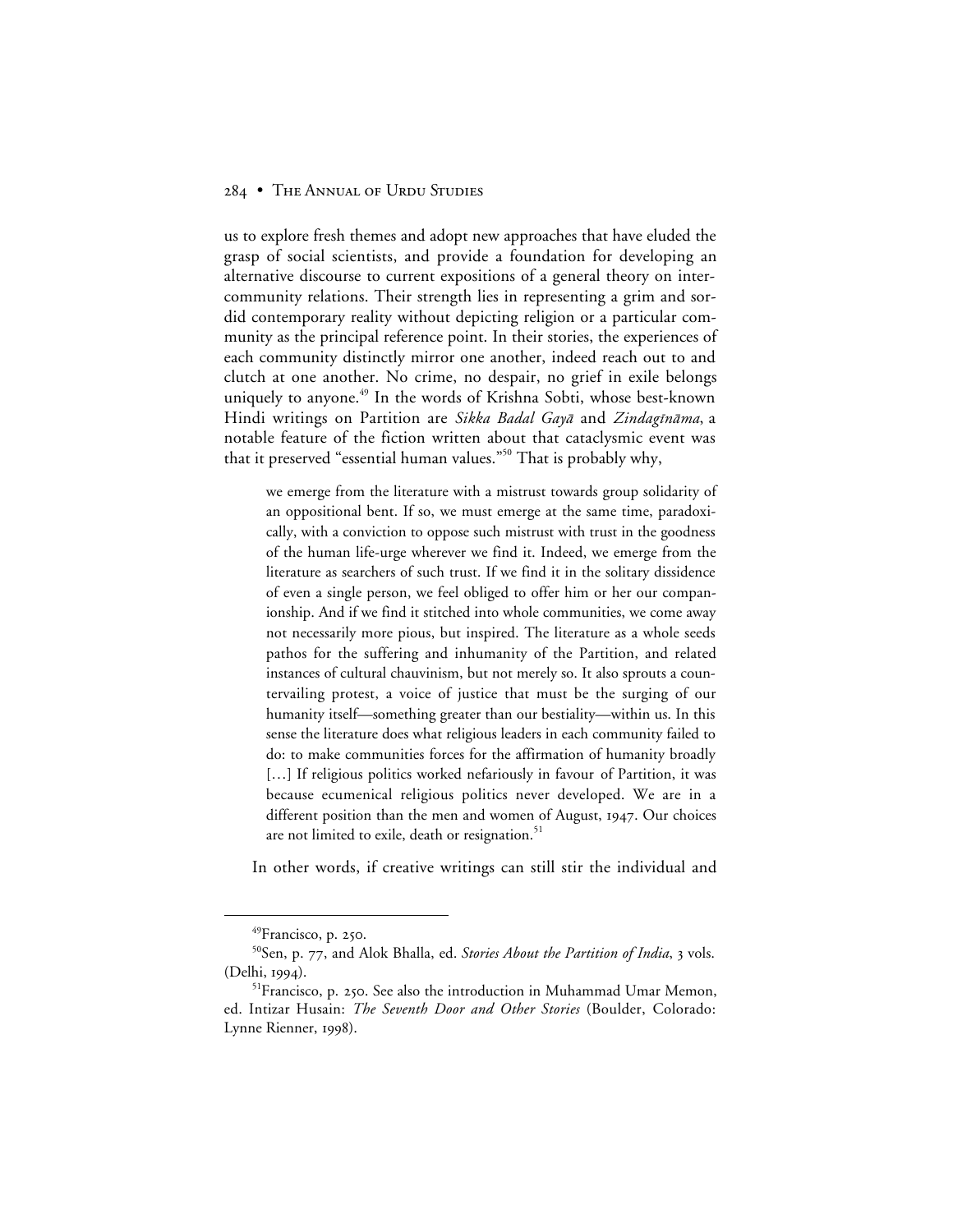us to explore fresh themes and adopt new approaches that have eluded the grasp of social scientists, and provide a foundation for developing an alternative discourse to current expositions of a general theory on inter-community relations. Their strength lies in representing a grim and sordid contemporary reality without depicting religion or a particular community as the principal reference point. In their stories, the experiences of each community distinctly mirror one another, indeed reach out to and clutch at one another. No crime, no despair, no grief in exile belongs uniquely to anyone.[49] In the words of Krishna Sobti, whose best-known Hindi writings on Partition are *Sikka Badal Gayā* and *Zindagīnāma*, a notable feature of the fiction written about that cataclysmic event was that it preserved "essential human values."[50] That is probably why,

> we emerge from the literature with a mistrust towards group solidarity of an oppositional bent. If so, we must emerge at the same time, paradoxically, with a conviction to oppose such mistrust with trust in the goodness of the human life-urge wherever we find it. Indeed, we emerge from the literature as searchers of such trust. If we find it in the solitary dissidence of even a single person, we feel obliged to offer him or her our companionship. And if we find it stitched into whole communities, we come away not necessarily more pious, but inspired. The literature as a whole seeds pathos for the suffering and inhumanity of the Partition, and related instances of cultural chauvinism, but not merely so. It also sprouts a countervailing protest, a voice of justice that must be the surging of our humanity itself—something greater than our bestiality—within us. In this sense the literature does what religious leaders in each community failed to do: to make communities forces for the affirmation of humanity broadly […] If religious politics worked nefariously in favour of Partition, it was because ecumenical religious politics never developed. We are in a different position than the men and women of August, 1947. Our choices are not limited to exile, death or resignation.[51]

In other words, if creative writings can still stir the individual and

---

[49]Francisco, p. 250.

[50]Sen, p. 77, and Alok Bhalla, ed. *Stories About the Partition of India*, 3 vols. (Delhi, 1994).

[51]Francisco, p. 250. See also the introduction in Muhammad Umar Memon, ed. Intizar Husain: *The Seventh Door and Other Stories* (Boulder, Colorado: Lynne Rienner, 1998).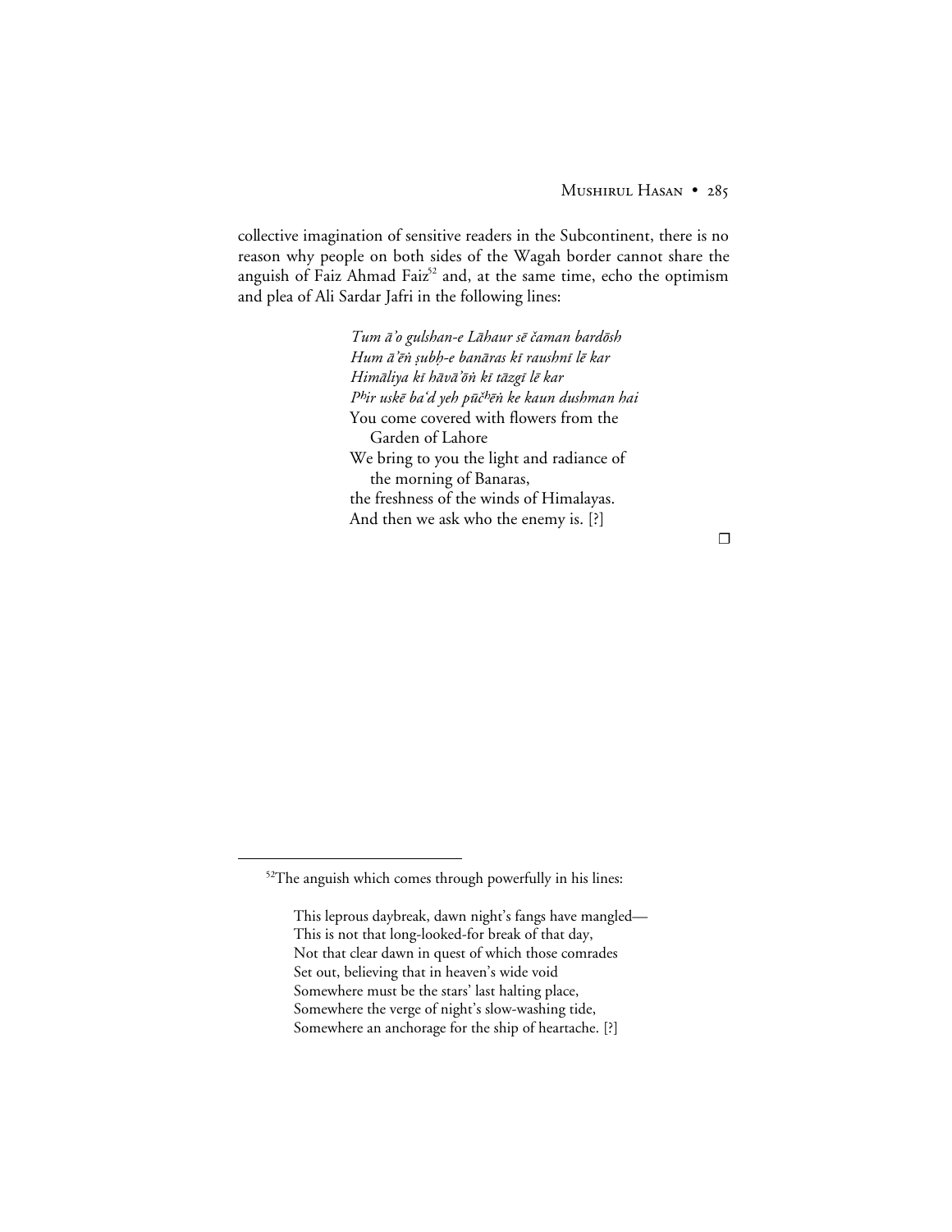collective imagination of sensitive readers in the Subcontinent, there is no reason why people on both sides of the Wagah border cannot share the anguish of Faiz Ahmad Faiz[52] and, at the same time, echo the optimism and plea of Ali Sardar Jafri in the following lines:

> *Tum ā'o gulshan-e Lāhaur sē čaman bardōsh*
> *Hum ā'ēṅ ṣubḥ-e banāras kī raushnī lē kar*
> *Himāliya kī hāvā'ōṅ kī tāzgī lē kar*
> *Pʰir uskē ba'd yeh pūčʰēṅ ke kaun dushman hai*
> You come covered with flowers from the Garden of Lahore
> We bring to you the light and radiance of the morning of Banaras,
> the freshness of the winds of Himalayas.
> And then we ask who the enemy is. [?]

❐

---

[52]The anguish which comes through powerfully in his lines:

> This leprous daybreak, dawn night's fangs have mangled—
> This is not that long-looked-for break of that day,
> Not that clear dawn in quest of which those comrades
> Set out, believing that in heaven's wide void
> Somewhere must be the stars' last halting place,
> Somewhere the verge of night's slow-washing tide,
> Somewhere an anchorage for the ship of heartache. [?]